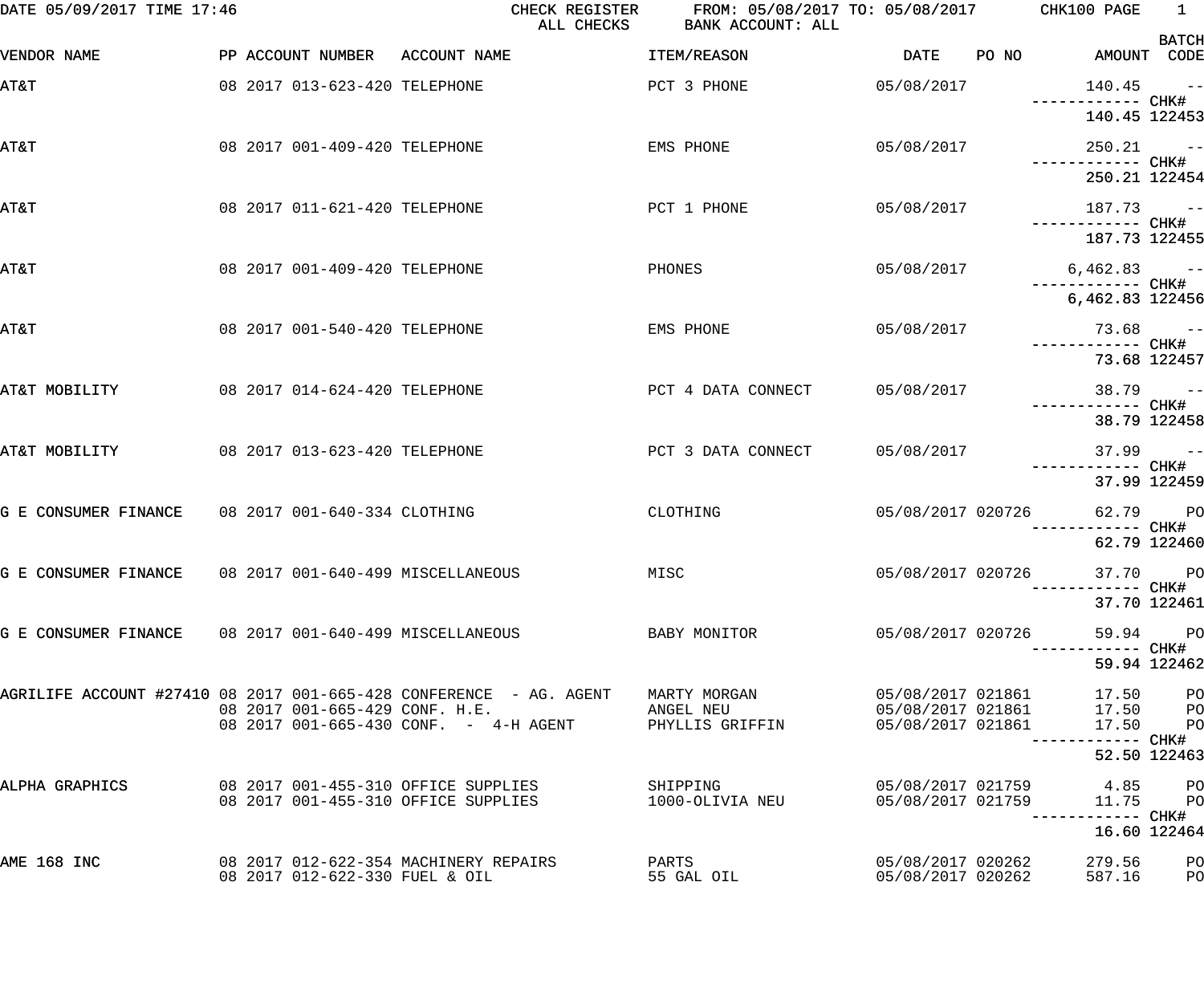DATE 05/09/2017 TIME 17:46 CHECK REGISTER FROM: 05/08/2017 TO: 05/08/2017 CHK100 PAGE 1

ALL CHECKS BANK ACCOUNT: ALL

| VENDOR NAME | PP | ACCOUNT NUMBER | ACCOUNT NAME | ITEM/REASON | DATE | PO NO | AMOUNT | BATCH CODE |
|---|---|---|---|---|---|---|---|---|
| AT&T | 08 2017 | 013-623-420 | TELEPHONE | PCT 3 PHONE | 05/08/2017 | | 140.45 | -- |
| | | | | | | | ------------ | CHK# |
| | | | | | | | 140.45 | 122453 |
| AT&T | 08 2017 | 001-409-420 | TELEPHONE | EMS PHONE | 05/08/2017 | | 250.21 | -- |
| | | | | | | | ------------ | CHK# |
| | | | | | | | 250.21 | 122454 |
| AT&T | 08 2017 | 011-621-420 | TELEPHONE | PCT 1 PHONE | 05/08/2017 | | 187.73 | -- |
| | | | | | | | ------------ | CHK# |
| | | | | | | | 187.73 | 122455 |
| AT&T | 08 2017 | 001-409-420 | TELEPHONE | PHONES | 05/08/2017 | | 6,462.83 | -- |
| | | | | | | | ------------ | CHK# |
| | | | | | | | 6,462.83 | 122456 |
| AT&T | 08 2017 | 001-540-420 | TELEPHONE | EMS PHONE | 05/08/2017 | | 73.68 | -- |
| | | | | | | | ------------ | CHK# |
| | | | | | | | 73.68 | 122457 |
| AT&T MOBILITY | 08 2017 | 014-624-420 | TELEPHONE | PCT 4 DATA CONNECT | 05/08/2017 | | 38.79 | -- |
| | | | | | | | ------------ | CHK# |
| | | | | | | | 38.79 | 122458 |
| AT&T MOBILITY | 08 2017 | 013-623-420 | TELEPHONE | PCT 3 DATA CONNECT | 05/08/2017 | | 37.99 | -- |
| | | | | | | | ------------ | CHK# |
| | | | | | | | 37.99 | 122459 |
| G E CONSUMER FINANCE | 08 2017 | 001-640-334 | CLOTHING | CLOTHING | 05/08/2017 | 020726 | 62.79 | PO |
| | | | | | | | ------------ | CHK# |
| | | | | | | | 62.79 | 122460 |
| G E CONSUMER FINANCE | 08 2017 | 001-640-499 | MISCELLANEOUS | MISC | 05/08/2017 | 020726 | 37.70 | PO |
| | | | | | | | ------------ | CHK# |
| | | | | | | | 37.70 | 122461 |
| G E CONSUMER FINANCE | 08 2017 | 001-640-499 | MISCELLANEOUS | BABY MONITOR | 05/08/2017 | 020726 | 59.94 | PO |
| | | | | | | | ------------ | CHK# |
| | | | | | | | 59.94 | 122462 |
| AGRILIFE ACCOUNT #27410 | 08 2017 | 001-665-428 | CONFERENCE - AG. AGENT | MARTY MORGAN | 05/08/2017 | 021861 | 17.50 | PO |
| | 08 2017 | 001-665-429 | CONF. H.E. | ANGEL NEU | 05/08/2017 | 021861 | 17.50 | PO |
| | 08 2017 | 001-665-430 | CONF. - 4-H AGENT | PHYLLIS GRIFFIN | 05/08/2017 | 021861 | 17.50 | PO |
| | | | | | | | ------------ | CHK# |
| | | | | | | | 52.50 | 122463 |
| ALPHA GRAPHICS | 08 2017 | 001-455-310 | OFFICE SUPPLIES | SHIPPING | 05/08/2017 | 021759 | 4.85 | PO |
| | 08 2017 | 001-455-310 | OFFICE SUPPLIES | 1000-OLIVIA NEU | 05/08/2017 | 021759 | 11.75 | PO |
| | | | | | | | ------------ | CHK# |
| | | | | | | | 16.60 | 122464 |
| AME 168 INC | 08 2017 | 012-622-354 | MACHINERY REPAIRS | PARTS | 05/08/2017 | 020262 | 279.56 | PO |
| | 08 2017 | 012-622-330 | FUEL & OIL | 55 GAL OIL | 05/08/2017 | 020262 | 587.16 | PO |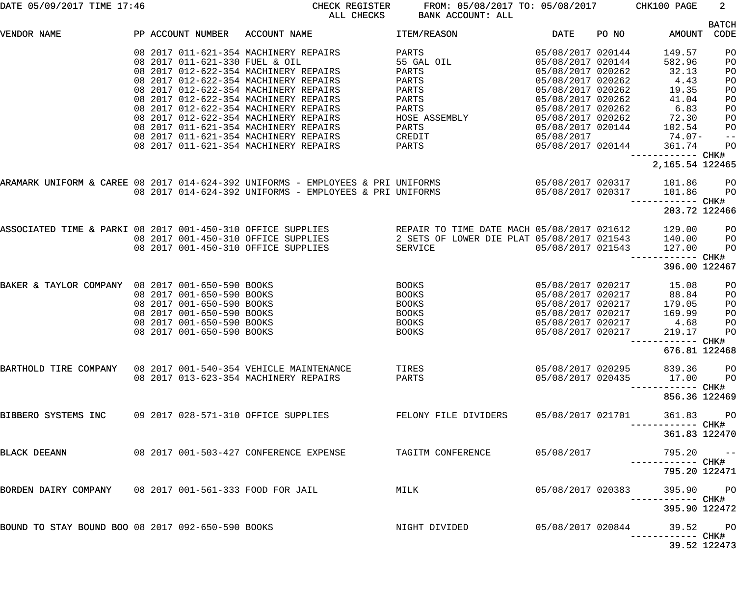DATE 05/09/2017 TIME 17:46 CHECK REGISTER FROM: 05/08/2017 TO: 05/08/2017 CHK100 PAGE 2

ALL CHECKS BANK ACCOUNT: ALL

| VENDOR NAME | PP | ACCOUNT NUMBER | ACCOUNT NAME | ITEM/REASON | DATE | PO NO | AMOUNT | BATCH CODE |
|---|---|---|---|---|---|---|---|---|
| | 08 2017 | 011-621-354 | MACHINERY REPAIRS | PARTS | 05/08/2017 | 020144 | 149.57 | PO |
| | 08 2017 | 011-621-330 | FUEL & OIL | 55 GAL OIL | 05/08/2017 | 020144 | 582.96 | PO |
| | 08 2017 | 012-622-354 | MACHINERY REPAIRS | PARTS | 05/08/2017 | 020262 | 32.13 | PO |
| | 08 2017 | 012-622-354 | MACHINERY REPAIRS | PARTS | 05/08/2017 | 020262 | 4.43 | PO |
| | 08 2017 | 012-622-354 | MACHINERY REPAIRS | PARTS | 05/08/2017 | 020262 | 19.35 | PO |
| | 08 2017 | 012-622-354 | MACHINERY REPAIRS | PARTS | 05/08/2017 | 020262 | 41.04 | PO |
| | 08 2017 | 012-622-354 | MACHINERY REPAIRS | PARTS | 05/08/2017 | 020262 | 6.83 | PO |
| | 08 2017 | 012-622-354 | MACHINERY REPAIRS | HOSE ASSEMBLY | 05/08/2017 | 020262 | 72.30 | PO |
| | 08 2017 | 011-621-354 | MACHINERY REPAIRS | PARTS | 05/08/2017 | 020144 | 102.54 | PO |
| | 08 2017 | 011-621-354 | MACHINERY REPAIRS | CREDIT | 05/08/2017 | | 74.07- | -- |
| | 08 2017 | 011-621-354 | MACHINERY REPAIRS | PARTS | 05/08/2017 | 020144 | 361.74 | PO |
| | | | | | | | 2,165.54 | CHK# 122465 |
| ARAMARK UNIFORM & CAREE | 08 2017 | 014-624-392 | UNIFORMS - EMPLOYEES & PRI | UNIFORMS | 05/08/2017 | 020317 | 101.86 | PO |
| | 08 2017 | 014-624-392 | UNIFORMS - EMPLOYEES & PRI | UNIFORMS | 05/08/2017 | 020317 | 101.86 | PO |
| | | | | | | | 203.72 | CHK# 122466 |
| ASSOCIATED TIME & PARKI | 08 2017 | 001-450-310 | OFFICE SUPPLIES | REPAIR TO TIME DATE MACH | 05/08/2017 | 021612 | 129.00 | PO |
| | 08 2017 | 001-450-310 | OFFICE SUPPLIES | 2 SETS OF LOWER DIE PLAT | 05/08/2017 | 021543 | 140.00 | PO |
| | 08 2017 | 001-450-310 | OFFICE SUPPLIES | SERVICE | 05/08/2017 | 021543 | 127.00 | PO |
| | | | | | | | 396.00 | CHK# 122467 |
| BAKER & TAYLOR COMPANY | 08 2017 | 001-650-590 | BOOKS | BOOKS | 05/08/2017 | 020217 | 15.08 | PO |
| | 08 2017 | 001-650-590 | BOOKS | BOOKS | 05/08/2017 | 020217 | 88.84 | PO |
| | 08 2017 | 001-650-590 | BOOKS | BOOKS | 05/08/2017 | 020217 | 179.05 | PO |
| | 08 2017 | 001-650-590 | BOOKS | BOOKS | 05/08/2017 | 020217 | 169.99 | PO |
| | 08 2017 | 001-650-590 | BOOKS | BOOKS | 05/08/2017 | 020217 | 4.68 | PO |
| | 08 2017 | 001-650-590 | BOOKS | BOOKS | 05/08/2017 | 020217 | 219.17 | PO |
| | | | | | | | 676.81 | CHK# 122468 |
| BARTHOLD TIRE COMPANY | 08 2017 | 001-540-354 | VEHICLE MAINTENANCE | TIRES | 05/08/2017 | 020295 | 839.36 | PO |
| | 08 2017 | 013-623-354 | MACHINERY REPAIRS | PARTS | 05/08/2017 | 020435 | 17.00 | PO |
| | | | | | | | 856.36 | CHK# 122469 |
| BIBBERO SYSTEMS INC | 09 2017 | 028-571-310 | OFFICE SUPPLIES | FELONY FILE DIVIDERS | 05/08/2017 | 021701 | 361.83 | PO |
| | | | | | | | 361.83 | CHK# 122470 |
| BLACK DEEANN | 08 2017 | 001-503-427 | CONFERENCE EXPENSE | TAGITM CONFERENCE | 05/08/2017 | | 795.20 | -- |
| | | | | | | | 795.20 | CHK# 122471 |
| BORDEN DAIRY COMPANY | 08 2017 | 001-561-333 | FOOD FOR JAIL | MILK | 05/08/2017 | 020383 | 395.90 | PO |
| | | | | | | | 395.90 | CHK# 122472 |
| BOUND TO STAY BOUND BOO | 08 2017 | 092-650-590 | BOOKS | NIGHT DIVIDED | 05/08/2017 | 020844 | 39.52 | PO |
| | | | | | | | 39.52 | CHK# 122473 |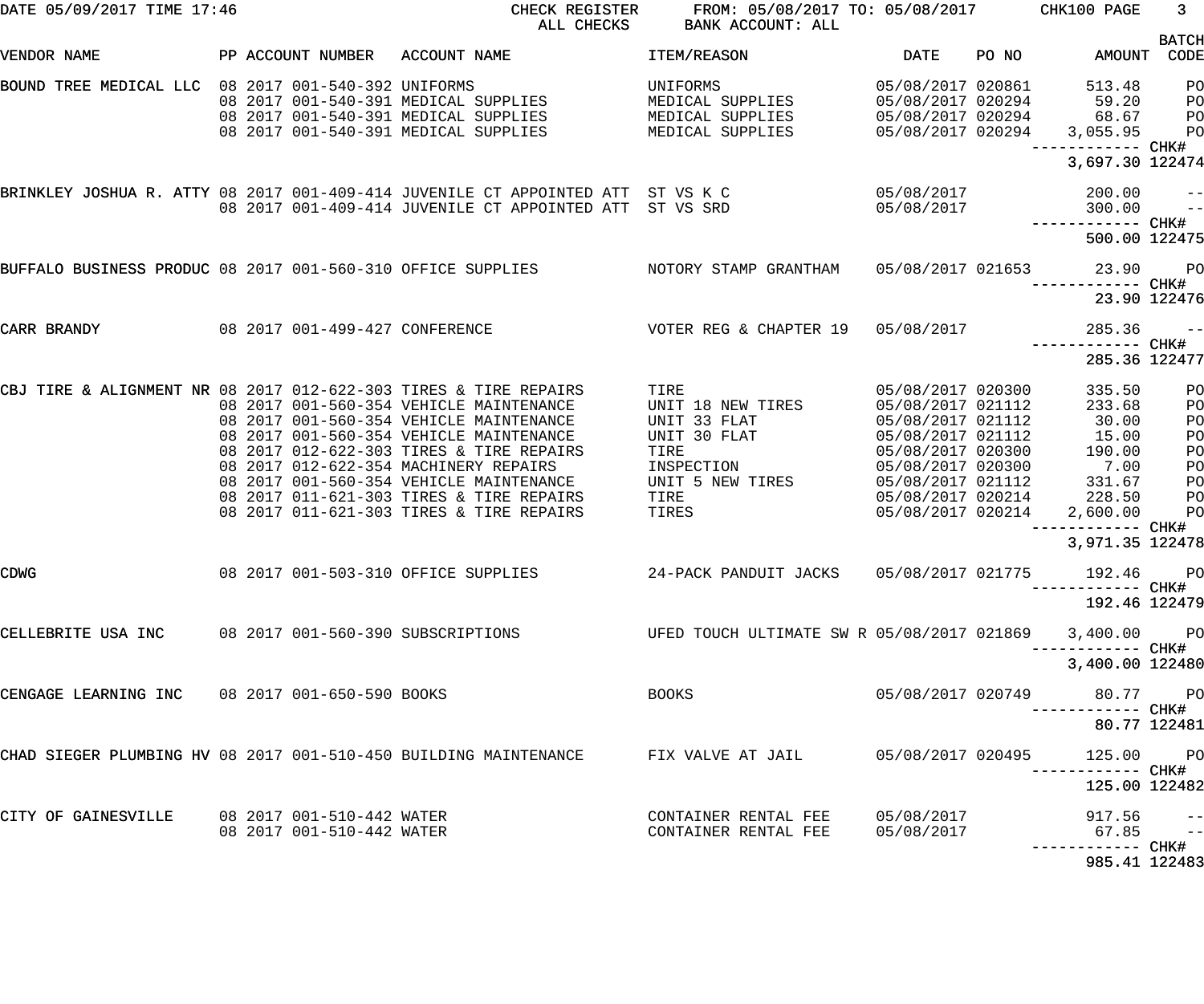DATE 05/09/2017 TIME 17:46 CHECK REGISTER FROM: 05/08/2017 TO: 05/08/2017 CHK100 PAGE 3
ALL CHECKS BANK ACCOUNT: ALL

| VENDOR NAME | PP | ACCOUNT NUMBER | ACCOUNT NAME | ITEM/REASON | DATE | PO NO | AMOUNT | BATCH CODE |
|---|---|---|---|---|---|---|---|---|
| BOUND TREE MEDICAL LLC | 08 2017 | 001-540-392 | UNIFORMS | UNIFORMS | 05/08/2017 | 020861 | 513.48 | PO |
| | 08 2017 | 001-540-391 | MEDICAL SUPPLIES | MEDICAL SUPPLIES | 05/08/2017 | 020294 | 59.20 | PO |
| | 08 2017 | 001-540-391 | MEDICAL SUPPLIES | MEDICAL SUPPLIES | 05/08/2017 | 020294 | 68.67 | PO |
| | 08 2017 | 001-540-391 | MEDICAL SUPPLIES | MEDICAL SUPPLIES | 05/08/2017 | 020294 | 3,055.95 | PO |
| | | | | | | | 3,697.30 | CHK# 122474 |
| BRINKLEY JOSHUA R. ATTY | 08 2017 | 001-409-414 | JUVENILE CT APPOINTED ATT | ST VS K C | 05/08/2017 | | 200.00 | -- |
| | 08 2017 | 001-409-414 | JUVENILE CT APPOINTED ATT | ST VS SRD | 05/08/2017 | | 300.00 | -- |
| | | | | | | | 500.00 | CHK# 122475 |
| BUFFALO BUSINESS PRODUC | 08 2017 | 001-560-310 | OFFICE SUPPLIES | NOTORY STAMP GRANTHAM | 05/08/2017 | 021653 | 23.90 | PO |
| | | | | | | | 23.90 | CHK# 122476 |
| CARR BRANDY | 08 2017 | 001-499-427 | CONFERENCE | VOTER REG & CHAPTER 19 | 05/08/2017 | | 285.36 | -- |
| | | | | | | | 285.36 | CHK# 122477 |
| CBJ TIRE & ALIGNMENT NR | 08 2017 | 012-622-303 | TIRES & TIRE REPAIRS | TIRE | 05/08/2017 | 020300 | 335.50 | PO |
| | 08 2017 | 001-560-354 | VEHICLE MAINTENANCE | UNIT 18 NEW TIRES | 05/08/2017 | 021112 | 233.68 | PO |
| | 08 2017 | 001-560-354 | VEHICLE MAINTENANCE | UNIT 33 FLAT | 05/08/2017 | 021112 | 30.00 | PO |
| | 08 2017 | 001-560-354 | VEHICLE MAINTENANCE | UNIT 30 FLAT | 05/08/2017 | 021112 | 15.00 | PO |
| | 08 2017 | 012-622-303 | TIRES & TIRE REPAIRS | TIRE | 05/08/2017 | 020300 | 190.00 | PO |
| | 08 2017 | 012-622-354 | MACHINERY REPAIRS | INSPECTION | 05/08/2017 | 020300 | 7.00 | PO |
| | 08 2017 | 001-560-354 | VEHICLE MAINTENANCE | UNIT 5 NEW TIRES | 05/08/2017 | 021112 | 331.67 | PO |
| | 08 2017 | 011-621-303 | TIRES & TIRE REPAIRS | TIRE | 05/08/2017 | 020214 | 228.50 | PO |
| | 08 2017 | 011-621-303 | TIRES & TIRE REPAIRS | TIRES | 05/08/2017 | 020214 | 2,600.00 | PO |
| | | | | | | | 3,971.35 | CHK# 122478 |
| CDWG | 08 2017 | 001-503-310 | OFFICE SUPPLIES | 24-PACK PANDUIT JACKS | 05/08/2017 | 021775 | 192.46 | PO |
| | | | | | | | 192.46 | CHK# 122479 |
| CELLEBRITE USA INC | 08 2017 | 001-560-390 | SUBSCRIPTIONS | UFED TOUCH ULTIMATE SW R | 05/08/2017 | 021869 | 3,400.00 | PO |
| | | | | | | | 3,400.00 | CHK# 122480 |
| CENGAGE LEARNING INC | 08 2017 | 001-650-590 | BOOKS | BOOKS | 05/08/2017 | 020749 | 80.77 | PO |
| | | | | | | | 80.77 | CHK# 122481 |
| CHAD SIEGER PLUMBING HV | 08 2017 | 001-510-450 | BUILDING MAINTENANCE | FIX VALVE AT JAIL | 05/08/2017 | 020495 | 125.00 | PO |
| | | | | | | | 125.00 | CHK# 122482 |
| CITY OF GAINESVILLE | 08 2017 | 001-510-442 | WATER | CONTAINER RENTAL FEE | 05/08/2017 | | 917.56 | -- |
| | 08 2017 | 001-510-442 | WATER | CONTAINER RENTAL FEE | 05/08/2017 | | 67.85 | -- |
| | | | | | | | 985.41 | CHK# 122483 |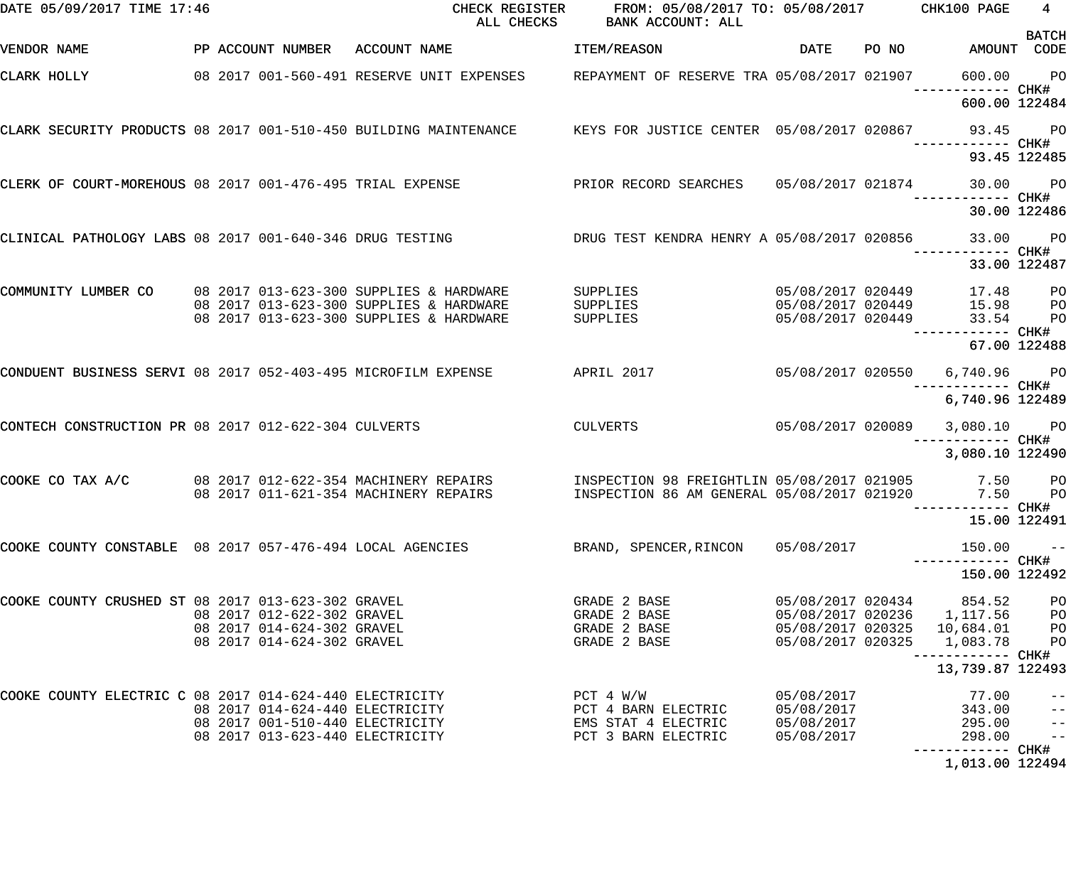DATE 05/09/2017 TIME 17:46 CHECK REGISTER ALL CHECKS FROM: 05/08/2017 TO: 05/08/2017 BANK ACCOUNT: ALL

| VENDOR NAME | PP | ACCOUNT NUMBER | ACCOUNT NAME | ITEM/REASON | DATE | PO NO | AMOUNT | BATCH CODE |
|---|---|---|---|---|---|---|---|---|
| CLARK HOLLY | 08 2017 | 001-560-491 | RESERVE UNIT EXPENSES | REPAYMENT OF RESERVE TRA | 05/08/2017 | 021907 | 600.00 | PO |
| | | | | | | | 600.00 | CHK# 122484 |
| CLARK SECURITY PRODUCTS | 08 2017 | 001-510-450 | BUILDING MAINTENANCE | KEYS FOR JUSTICE CENTER | 05/08/2017 | 020867 | 93.45 | PO |
| | | | | | | | 93.45 | CHK# 122485 |
| CLERK OF COURT-MOREHOUS | 08 2017 | 001-476-495 | TRIAL EXPENSE | PRIOR RECORD SEARCHES | 05/08/2017 | 021874 | 30.00 | PO |
| | | | | | | | 30.00 | CHK# 122486 |
| CLINICAL PATHOLOGY LABS | 08 2017 | 001-640-346 | DRUG TESTING | DRUG TEST KENDRA HENRY A | 05/08/2017 | 020856 | 33.00 | PO |
| | | | | | | | 33.00 | CHK# 122487 |
| COMMUNITY LUMBER CO | 08 2017 | 013-623-300 | SUPPLIES & HARDWARE | SUPPLIES | 05/08/2017 | 020449 | 17.48 | PO |
| | 08 2017 | 013-623-300 | SUPPLIES & HARDWARE | SUPPLIES | 05/08/2017 | 020449 | 15.98 | PO |
| | 08 2017 | 013-623-300 | SUPPLIES & HARDWARE | SUPPLIES | 05/08/2017 | 020449 | 33.54 | PO |
| | | | | | | | 67.00 | CHK# 122488 |
| CONDUENT BUSINESS SERVI | 08 2017 | 052-403-495 | MICROFILM EXPENSE | APRIL 2017 | 05/08/2017 | 020550 | 6,740.96 | PO |
| | | | | | | | 6,740.96 | CHK# 122489 |
| CONTECH CONSTRUCTION PR | 08 2017 | 012-622-304 | CULVERTS | CULVERTS | 05/08/2017 | 020089 | 3,080.10 | PO |
| | | | | | | | 3,080.10 | CHK# 122490 |
| COOKE CO TAX A/C | 08 2017 | 012-622-354 | MACHINERY REPAIRS | INSPECTION 98 FREIGHTLIN | 05/08/2017 | 021905 | 7.50 | PO |
| | 08 2017 | 011-621-354 | MACHINERY REPAIRS | INSPECTION 86 AM GENERAL | 05/08/2017 | 021920 | 7.50 | PO |
| | | | | | | | 15.00 | CHK# 122491 |
| COOKE COUNTY CONSTABLE | 08 2017 | 057-476-494 | LOCAL AGENCIES | BRAND, SPENCER,RINCON | 05/08/2017 | | 150.00 | -- |
| | | | | | | | 150.00 | CHK# 122492 |
| COOKE COUNTY CRUSHED ST | 08 2017 | 013-623-302 | GRAVEL | GRADE 2 BASE | 05/08/2017 | 020434 | 854.52 | PO |
| | 08 2017 | 012-622-302 | GRAVEL | GRADE 2 BASE | 05/08/2017 | 020236 | 1,117.56 | PO |
| | 08 2017 | 014-624-302 | GRAVEL | GRADE 2 BASE | 05/08/2017 | 020325 | 10,684.01 | PO |
| | 08 2017 | 014-624-302 | GRAVEL | GRADE 2 BASE | 05/08/2017 | 020325 | 1,083.78 | PO |
| | | | | | | | 13,739.87 | CHK# 122493 |
| COOKE COUNTY ELECTRIC C | 08 2017 | 014-624-440 | ELECTRICITY | PCT 4 W/W | 05/08/2017 | | 77.00 | -- |
| | 08 2017 | 014-624-440 | ELECTRICITY | PCT 4 BARN ELECTRIC | 05/08/2017 | | 343.00 | -- |
| | 08 2017 | 001-510-440 | ELECTRICITY | EMS STAT 4 ELECTRIC | 05/08/2017 | | 295.00 | -- |
| | 08 2017 | 013-623-440 | ELECTRICITY | PCT 3 BARN ELECTRIC | 05/08/2017 | | 298.00 | -- |
| | | | | | | | 1,013.00 | CHK# 122494 |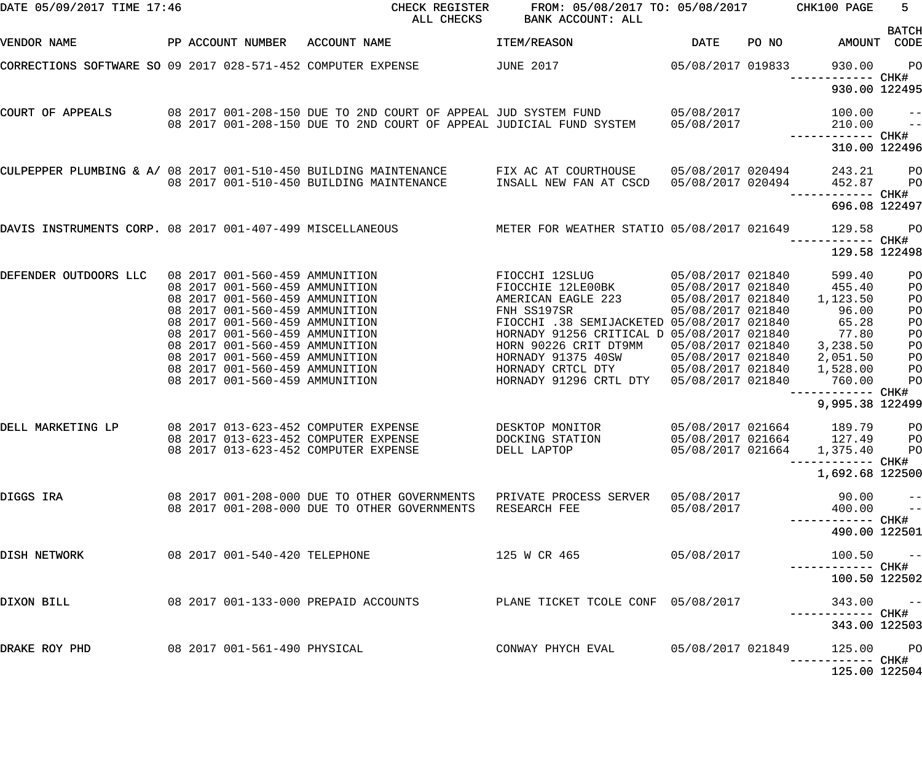DATE 05/09/2017 TIME 17:46 CHECK REGISTER ALL CHECKS FROM: 05/08/2017 TO: 05/08/2017 BANK ACCOUNT: ALL CHK100

| VENDOR NAME | PP ACCOUNT NUMBER | ACCOUNT NAME | ITEM/REASON | DATE | PO NO | AMOUNT | BATCH CODE |
|---|---|---|---|---|---|---|---|
| CORRECTIONS SOFTWARE SO | 09 2017 028-571-452 | COMPUTER EXPENSE | JUNE 2017 | 05/08/2017 | 019833 | 930.00 | PO |
| | | | | | | 930.00 | CHK# 122495 |
| COURT OF APPEALS | 08 2017 001-208-150 | DUE TO 2ND COURT OF APPEAL | JUD SYSTEM FUND | 05/08/2017 | | 100.00 | -- |
| | 08 2017 001-208-150 | DUE TO 2ND COURT OF APPEAL | JUDICIAL FUND SYSTEM | 05/08/2017 | | 210.00 | -- |
| | | | | | | 310.00 | CHK# 122496 |
| CULPEPPER PLUMBING & A/ | 08 2017 001-510-450 | BUILDING MAINTENANCE | FIX AC AT COURTHOUSE | 05/08/2017 | 020494 | 243.21 | PO |
| | 08 2017 001-510-450 | BUILDING MAINTENANCE | INSALL NEW FAN AT CSCD | 05/08/2017 | 020494 | 452.87 | PO |
| | | | | | | 696.08 | CHK# 122497 |
| DAVIS INSTRUMENTS CORP. | 08 2017 001-407-499 | MISCELLANEOUS | METER FOR WEATHER STATIO | 05/08/2017 | 021649 | 129.58 | PO |
| | | | | | | 129.58 | CHK# 122498 |
| DEFENDER OUTDOORS LLC | 08 2017 001-560-459 | AMMUNITION | FIOCCHI 12SLUG | 05/08/2017 | 021840 | 599.40 | PO |
| | 08 2017 001-560-459 | AMMUNITION | FIOCCHIE 12LE00BK | 05/08/2017 | 021840 | 455.40 | PO |
| | 08 2017 001-560-459 | AMMUNITION | AMERICAN EAGLE 223 | 05/08/2017 | 021840 | 1,123.50 | PO |
| | 08 2017 001-560-459 | AMMUNITION | FNH SS197SR | 05/08/2017 | 021840 | 96.00 | PO |
| | 08 2017 001-560-459 | AMMUNITION | FIOCCHI .38 SEMIJACKETED | 05/08/2017 | 021840 | 65.28 | PO |
| | 08 2017 001-560-459 | AMMUNITION | HORNADY 91256 CRITICAL D | 05/08/2017 | 021840 | 77.80 | PO |
| | 08 2017 001-560-459 | AMMUNITION | HORN 90226 CRIT DT9MM | 05/08/2017 | 021840 | 3,238.50 | PO |
| | 08 2017 001-560-459 | AMMUNITION | HORNADY 91375 40SW | 05/08/2017 | 021840 | 2,051.50 | PO |
| | 08 2017 001-560-459 | AMMUNITION | HORNADY CRTCL DTY | 05/08/2017 | 021840 | 1,528.00 | PO |
| | 08 2017 001-560-459 | AMMUNITION | HORNADY 91296 CRTL DTY | 05/08/2017 | 021840 | 760.00 | PO |
| | | | | | | 9,995.38 | CHK# 122499 |
| DELL MARKETING LP | 08 2017 013-623-452 | COMPUTER EXPENSE | DESKTOP MONITOR | 05/08/2017 | 021664 | 189.79 | PO |
| | 08 2017 013-623-452 | COMPUTER EXPENSE | DOCKING STATION | 05/08/2017 | 021664 | 127.49 | PO |
| | 08 2017 013-623-452 | COMPUTER EXPENSE | DELL LAPTOP | 05/08/2017 | 021664 | 1,375.40 | PO |
| | | | | | | 1,692.68 | CHK# 122500 |
| DIGGS IRA | 08 2017 001-208-000 | DUE TO OTHER GOVERNMENTS | PRIVATE PROCESS SERVER | 05/08/2017 | | 90.00 | -- |
| | 08 2017 001-208-000 | DUE TO OTHER GOVERNMENTS | RESEARCH FEE | 05/08/2017 | | 400.00 | -- |
| | | | | | | 490.00 | CHK# 122501 |
| DISH NETWORK | 08 2017 001-540-420 | TELEPHONE | 125 W CR 465 | 05/08/2017 | | 100.50 | -- |
| | | | | | | 100.50 | CHK# 122502 |
| DIXON BILL | 08 2017 001-133-000 | PREPAID ACCOUNTS | PLANE TICKET TCOLE CONF | 05/08/2017 | | 343.00 | -- |
| | | | | | | 343.00 | CHK# 122503 |
| DRAKE ROY PHD | 08 2017 001-561-490 | PHYSICAL | CONWAY PHYCH EVAL | 05/08/2017 | 021849 | 125.00 | PO |
| | | | | | | 125.00 | CHK# 122504 |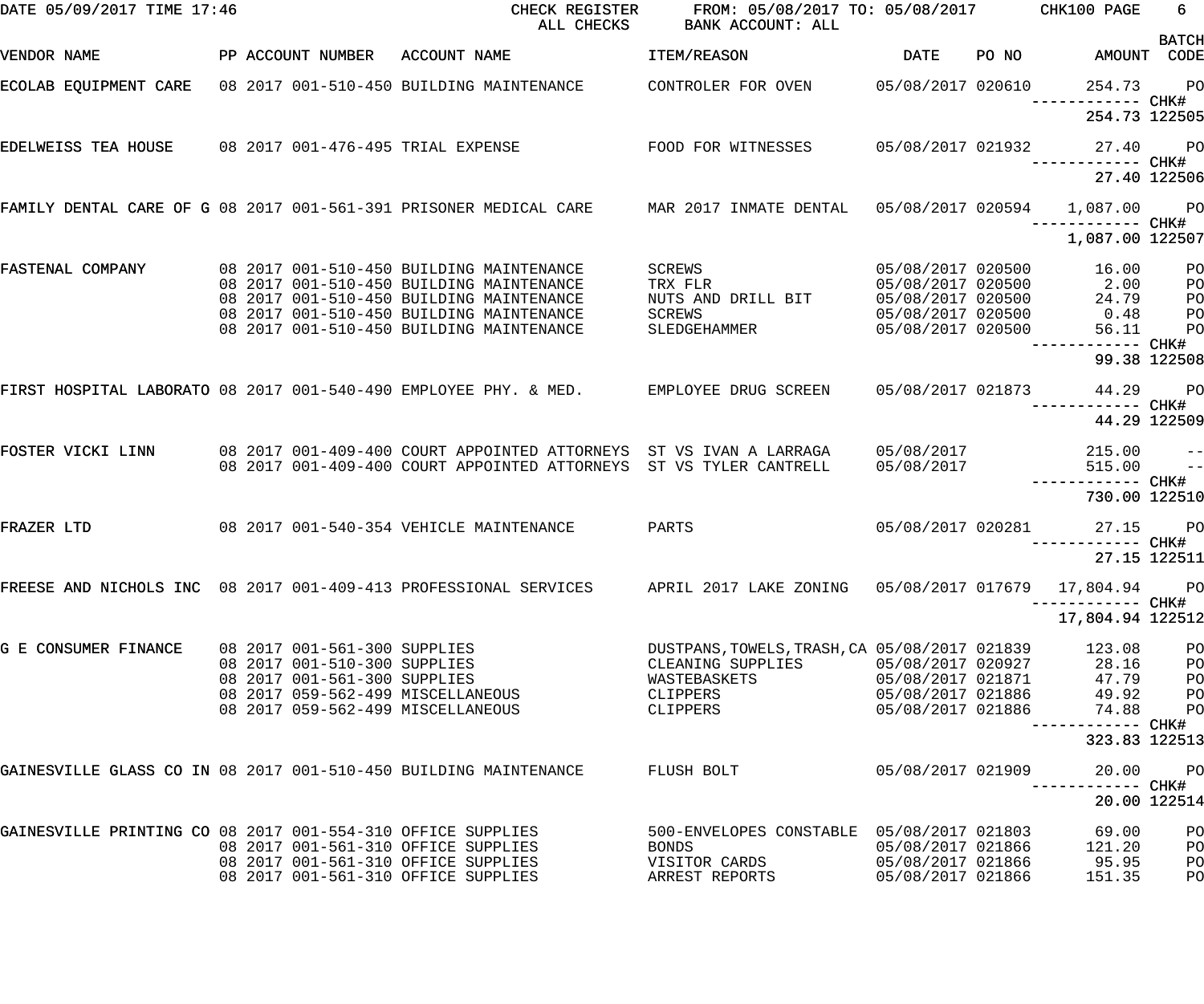DATE 05/09/2017 TIME 17:46 CHECK REGISTER FROM: 05/08/2017 TO: 05/08/2017 CHK100 PAGE 6
ALL CHECKS BANK ACCOUNT: ALL

| VENDOR NAME | PP ACCOUNT NUMBER | ACCOUNT NAME | ITEM/REASON | DATE | PO NO | AMOUNT | BATCH CODE |
|---|---|---|---|---|---|---|---|
| ECOLAB EQUIPMENT CARE | 08 2017 001-510-450 | BUILDING MAINTENANCE | CONTROLER FOR OVEN | 05/08/2017 | 020610 | 254.73 | PO |
| | | | | | | ------------ | CHK# |
| | | | | | | 254.73 | 122505 |
| EDELWEISS TEA HOUSE | 08 2017 001-476-495 | TRIAL EXPENSE | FOOD FOR WITNESSES | 05/08/2017 | 021932 | 27.40 | PO |
| | | | | | | ------------ | CHK# |
| | | | | | | 27.40 | 122506 |
| FAMILY DENTAL CARE OF G | 08 2017 001-561-391 | PRISONER MEDICAL CARE | MAR 2017 INMATE DENTAL | 05/08/2017 | 020594 | 1,087.00 | PO |
| | | | | | | ------------ | CHK# |
| | | | | | | 1,087.00 | 122507 |
| FASTENAL COMPANY | 08 2017 001-510-450 | BUILDING MAINTENANCE | SCREWS | 05/08/2017 | 020500 | 16.00 | PO |
| | 08 2017 001-510-450 | BUILDING MAINTENANCE | TRX FLR | 05/08/2017 | 020500 | 2.00 | PO |
| | 08 2017 001-510-450 | BUILDING MAINTENANCE | NUTS AND DRILL BIT | 05/08/2017 | 020500 | 24.79 | PO |
| | 08 2017 001-510-450 | BUILDING MAINTENANCE | SCREWS | 05/08/2017 | 020500 | 0.48 | PO |
| | 08 2017 001-510-450 | BUILDING MAINTENANCE | SLEDGEHAMMER | 05/08/2017 | 020500 | 56.11 | PO |
| | | | | | | ------------ | CHK# |
| | | | | | | 99.38 | 122508 |
| FIRST HOSPITAL LABORATO | 08 2017 001-540-490 | EMPLOYEE PHY. & MED. | EMPLOYEE DRUG SCREEN | 05/08/2017 | 021873 | 44.29 | PO |
| | | | | | | ------------ | CHK# |
| | | | | | | 44.29 | 122509 |
| FOSTER VICKI LINN | 08 2017 001-409-400 | COURT APPOINTED ATTORNEYS | ST VS IVAN A LARRAGA | 05/08/2017 | | 215.00 | -- |
| | 08 2017 001-409-400 | COURT APPOINTED ATTORNEYS | ST VS TYLER CANTRELL | 05/08/2017 | | 515.00 | -- |
| | | | | | | ------------ | CHK# |
| | | | | | | 730.00 | 122510 |
| FRAZER LTD | 08 2017 001-540-354 | VEHICLE MAINTENANCE | PARTS | 05/08/2017 | 020281 | 27.15 | PO |
| | | | | | | ------------ | CHK# |
| | | | | | | 27.15 | 122511 |
| FREESE AND NICHOLS INC | 08 2017 001-409-413 | PROFESSIONAL SERVICES | APRIL 2017 LAKE ZONING | 05/08/2017 | 017679 | 17,804.94 | PO |
| | | | | | | ------------ | CHK# |
| | | | | | | 17,804.94 | 122512 |
| G E CONSUMER FINANCE | 08 2017 001-561-300 | SUPPLIES | DUSTPANS,TOWELS,TRASH,CA | 05/08/2017 | 021839 | 123.08 | PO |
| | 08 2017 001-510-300 | SUPPLIES | CLEANING SUPPLIES | 05/08/2017 | 020927 | 28.16 | PO |
| | 08 2017 001-561-300 | SUPPLIES | WASTEBASKETS | 05/08/2017 | 021871 | 47.79 | PO |
| | 08 2017 059-562-499 | MISCELLANEOUS | CLIPPERS | 05/08/2017 | 021886 | 49.92 | PO |
| | 08 2017 059-562-499 | MISCELLANEOUS | CLIPPERS | 05/08/2017 | 021886 | 74.88 | PO |
| | | | | | | ------------ | CHK# |
| | | | | | | 323.83 | 122513 |
| GAINESVILLE GLASS CO IN | 08 2017 001-510-450 | BUILDING MAINTENANCE | FLUSH BOLT | 05/08/2017 | 021909 | 20.00 | PO |
| | | | | | | ------------ | CHK# |
| | | | | | | 20.00 | 122514 |
| GAINESVILLE PRINTING CO | 08 2017 001-554-310 | OFFICE SUPPLIES | 500-ENVELOPES CONSTABLE | 05/08/2017 | 021803 | 69.00 | PO |
| | 08 2017 001-561-310 | OFFICE SUPPLIES | BONDS | 05/08/2017 | 021866 | 121.20 | PO |
| | 08 2017 001-561-310 | OFFICE SUPPLIES | VISITOR CARDS | 05/08/2017 | 021866 | 95.95 | PO |
| | 08 2017 001-561-310 | OFFICE SUPPLIES | ARREST REPORTS | 05/08/2017 | 021866 | 151.35 | PO |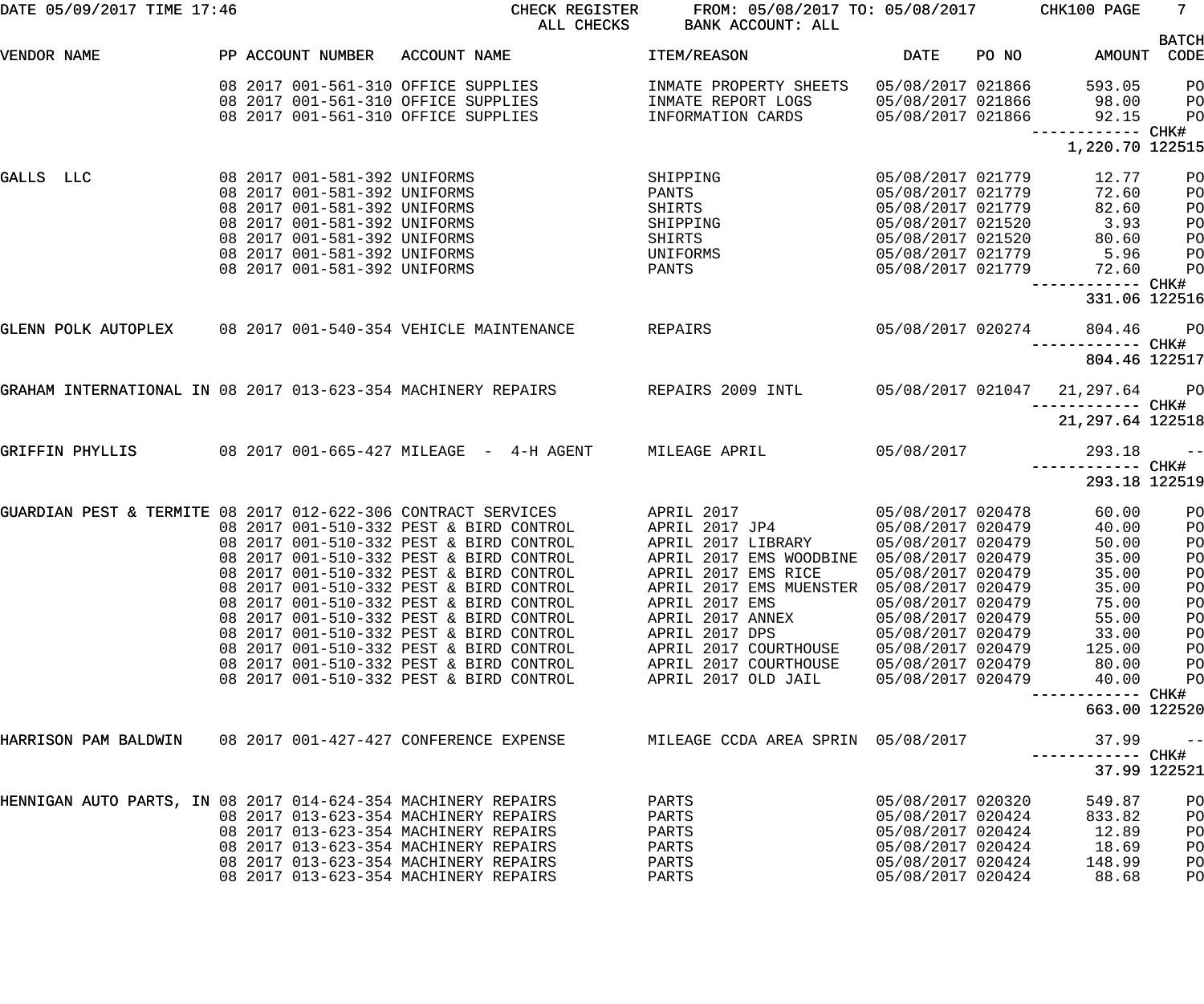DATE 05/09/2017 TIME 17:46 CHECK REGISTER FROM: 05/08/2017 TO: 05/08/2017 CHK100 PAGE 7

ALL CHECKS BANK ACCOUNT: ALL

| VENDOR NAME | PP | ACCOUNT NUMBER | ACCOUNT NAME | ITEM/REASON | DATE | PO NO | AMOUNT | BATCH CODE |
|---|---|---|---|---|---|---|---|---|
| | 08 2017 | 001-561-310 | OFFICE SUPPLIES | INMATE PROPERTY SHEETS | 05/08/2017 | 021866 | 593.05 | PO |
| | 08 2017 | 001-561-310 | OFFICE SUPPLIES | INMATE REPORT LOGS | 05/08/2017 | 021866 | 98.00 | PO |
| | 08 2017 | 001-561-310 | OFFICE SUPPLIES | INFORMATION CARDS | 05/08/2017 | 021866 | 92.15 | PO |
| | | | | | | | 1,220.70 | CHK# 122515 |
| GALLS LLC | 08 2017 | 001-581-392 | UNIFORMS | SHIPPING | 05/08/2017 | 021779 | 12.77 | PO |
| | 08 2017 | 001-581-392 | UNIFORMS | PANTS | 05/08/2017 | 021779 | 72.60 | PO |
| | 08 2017 | 001-581-392 | UNIFORMS | SHIRTS | 05/08/2017 | 021779 | 82.60 | PO |
| | 08 2017 | 001-581-392 | UNIFORMS | SHIPPING | 05/08/2017 | 021520 | 3.93 | PO |
| | 08 2017 | 001-581-392 | UNIFORMS | SHIRTS | 05/08/2017 | 021520 | 80.60 | PO |
| | 08 2017 | 001-581-392 | UNIFORMS | UNIFORMS | 05/08/2017 | 021779 | 5.96 | PO |
| | 08 2017 | 001-581-392 | UNIFORMS | PANTS | 05/08/2017 | 021779 | 72.60 | PO |
| | | | | | | | 331.06 | CHK# 122516 |
| GLENN POLK AUTOPLEX | 08 2017 | 001-540-354 | VEHICLE MAINTENANCE | REPAIRS | 05/08/2017 | 020274 | 804.46 | PO |
| | | | | | | | 804.46 | CHK# 122517 |
| GRAHAM INTERNATIONAL IN | 08 2017 | 013-623-354 | MACHINERY REPAIRS | REPAIRS 2009 INTL | 05/08/2017 | 021047 | 21,297.64 | PO |
| | | | | | | | 21,297.64 | CHK# 122518 |
| GRIFFIN PHYLLIS | 08 2017 | 001-665-427 | MILEAGE - 4-H AGENT | MILEAGE APRIL | 05/08/2017 | | 293.18 | -- |
| | | | | | | | 293.18 | CHK# 122519 |
| GUARDIAN PEST & TERMITE | 08 2017 | 012-622-306 | CONTRACT SERVICES | APRIL 2017 | 05/08/2017 | 020478 | 60.00 | PO |
| | 08 2017 | 001-510-332 | PEST & BIRD CONTROL | APRIL 2017 JP4 | 05/08/2017 | 020479 | 40.00 | PO |
| | 08 2017 | 001-510-332 | PEST & BIRD CONTROL | APRIL 2017 LIBRARY | 05/08/2017 | 020479 | 50.00 | PO |
| | 08 2017 | 001-510-332 | PEST & BIRD CONTROL | APRIL 2017 EMS WOODBINE | 05/08/2017 | 020479 | 35.00 | PO |
| | 08 2017 | 001-510-332 | PEST & BIRD CONTROL | APRIL 2017 EMS RICE | 05/08/2017 | 020479 | 35.00 | PO |
| | 08 2017 | 001-510-332 | PEST & BIRD CONTROL | APRIL 2017 EMS MUENSTER | 05/08/2017 | 020479 | 35.00 | PO |
| | 08 2017 | 001-510-332 | PEST & BIRD CONTROL | APRIL 2017 EMS | 05/08/2017 | 020479 | 75.00 | PO |
| | 08 2017 | 001-510-332 | PEST & BIRD CONTROL | APRIL 2017 ANNEX | 05/08/2017 | 020479 | 55.00 | PO |
| | 08 2017 | 001-510-332 | PEST & BIRD CONTROL | APRIL 2017 DPS | 05/08/2017 | 020479 | 33.00 | PO |
| | 08 2017 | 001-510-332 | PEST & BIRD CONTROL | APRIL 2017 COURTHOUSE | 05/08/2017 | 020479 | 125.00 | PO |
| | 08 2017 | 001-510-332 | PEST & BIRD CONTROL | APRIL 2017 COURTHOUSE | 05/08/2017 | 020479 | 80.00 | PO |
| | 08 2017 | 001-510-332 | PEST & BIRD CONTROL | APRIL 2017 OLD JAIL | 05/08/2017 | 020479 | 40.00 | PO |
| | | | | | | | 663.00 | CHK# 122520 |
| HARRISON PAM BALDWIN | 08 2017 | 001-427-427 | CONFERENCE EXPENSE | MILEAGE CCDA AREA SPRIN | 05/08/2017 | | 37.99 | -- |
| | | | | | | | 37.99 | CHK# 122521 |
| HENNIGAN AUTO PARTS, IN | 08 2017 | 014-624-354 | MACHINERY REPAIRS | PARTS | 05/08/2017 | 020320 | 549.87 | PO |
| | 08 2017 | 013-623-354 | MACHINERY REPAIRS | PARTS | 05/08/2017 | 020424 | 833.82 | PO |
| | 08 2017 | 013-623-354 | MACHINERY REPAIRS | PARTS | 05/08/2017 | 020424 | 12.89 | PO |
| | 08 2017 | 013-623-354 | MACHINERY REPAIRS | PARTS | 05/08/2017 | 020424 | 18.69 | PO |
| | 08 2017 | 013-623-354 | MACHINERY REPAIRS | PARTS | 05/08/2017 | 020424 | 148.99 | PO |
| | 08 2017 | 013-623-354 | MACHINERY REPAIRS | PARTS | 05/08/2017 | 020424 | 88.68 | PO |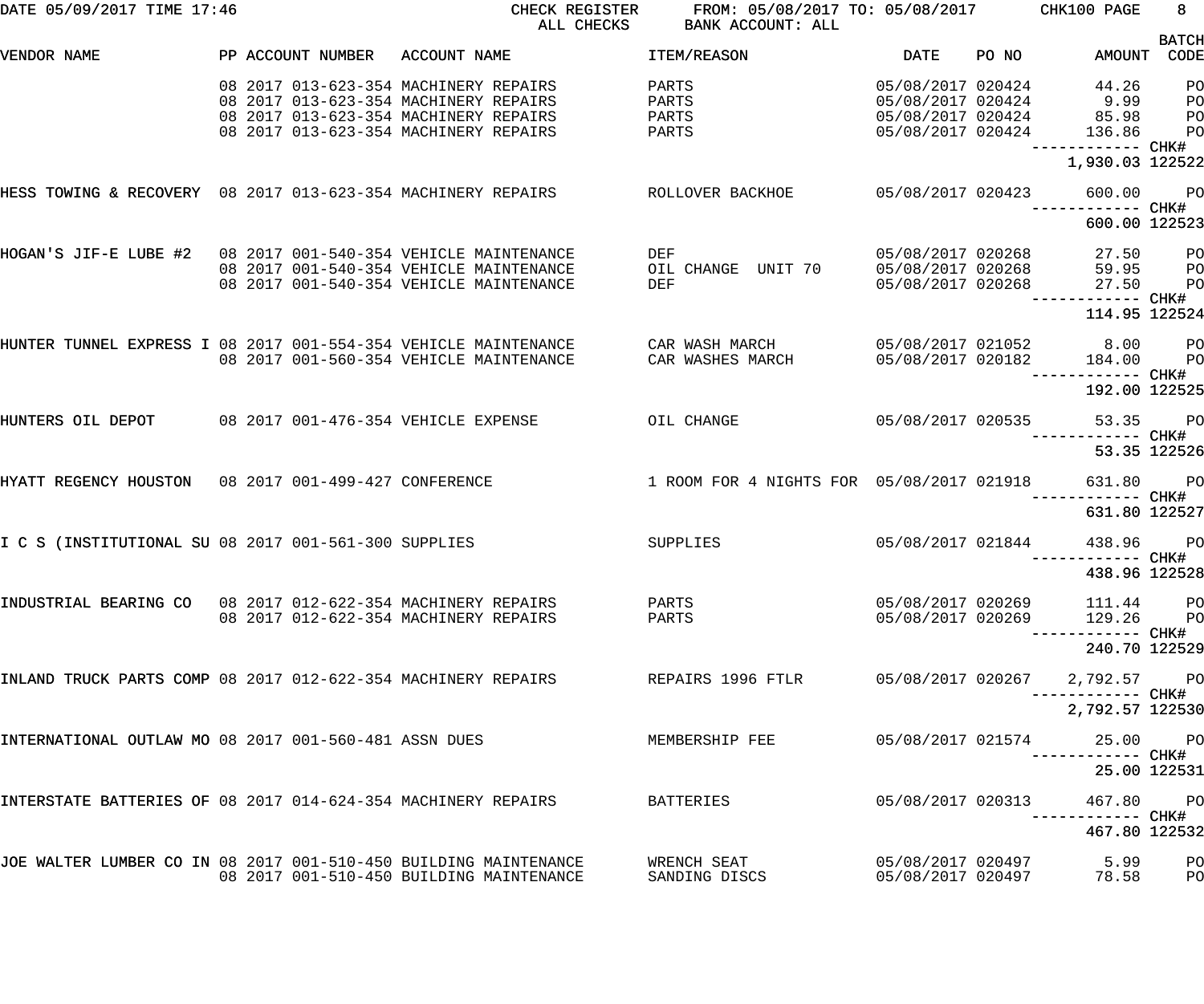DATE 05/09/2017 TIME 17:46 CHECK REGISTER FROM: 05/08/2017 TO: 05/08/2017 CHK100 PAGE 8
ALL CHECKS BANK ACCOUNT: ALL

| VENDOR NAME | PP | ACCOUNT NUMBER | ACCOUNT NAME | ITEM/REASON | DATE | PO NO | AMOUNT | BATCH CODE |
|---|---|---|---|---|---|---|---|---|
| | 08 2017 | 013-623-354 | MACHINERY REPAIRS | PARTS | 05/08/2017 | 020424 | 44.26 | PO |
| | 08 2017 | 013-623-354 | MACHINERY REPAIRS | PARTS | 05/08/2017 | 020424 | 9.99 | PO |
| | 08 2017 | 013-623-354 | MACHINERY REPAIRS | PARTS | 05/08/2017 | 020424 | 85.98 | PO |
| | 08 2017 | 013-623-354 | MACHINERY REPAIRS | PARTS | 05/08/2017 | 020424 | 136.86 | PO |
| | | | | | | | 1,930.03 | CHK# 122522 |
| HESS TOWING & RECOVERY | 08 2017 | 013-623-354 | MACHINERY REPAIRS | ROLLOVER BACKHOE | 05/08/2017 | 020423 | 600.00 | PO |
| | | | | | | | 600.00 | CHK# 122523 |
| HOGAN'S JIF-E LUBE #2 | 08 2017 | 001-540-354 | VEHICLE MAINTENANCE | DEF | 05/08/2017 | 020268 | 27.50 | PO |
| | 08 2017 | 001-540-354 | VEHICLE MAINTENANCE | OIL CHANGE UNIT 70 | 05/08/2017 | 020268 | 59.95 | PO |
| | 08 2017 | 001-540-354 | VEHICLE MAINTENANCE | DEF | 05/08/2017 | 020268 | 27.50 | PO |
| | | | | | | | 114.95 | CHK# 122524 |
| HUNTER TUNNEL EXPRESS I | 08 2017 | 001-554-354 | VEHICLE MAINTENANCE | CAR WASH MARCH | 05/08/2017 | 021052 | 8.00 | PO |
| | 08 2017 | 001-560-354 | VEHICLE MAINTENANCE | CAR WASHES MARCH | 05/08/2017 | 020182 | 184.00 | PO |
| | | | | | | | 192.00 | CHK# 122525 |
| HUNTERS OIL DEPOT | 08 2017 | 001-476-354 | VEHICLE EXPENSE | OIL CHANGE | 05/08/2017 | 020535 | 53.35 | PO |
| | | | | | | | 53.35 | CHK# 122526 |
| HYATT REGENCY HOUSTON | 08 2017 | 001-499-427 | CONFERENCE | 1 ROOM FOR 4 NIGHTS FOR | 05/08/2017 | 021918 | 631.80 | PO |
| | | | | | | | 631.80 | CHK# 122527 |
| I C S (INSTITUTIONAL SU | 08 2017 | 001-561-300 | SUPPLIES | SUPPLIES | 05/08/2017 | 021844 | 438.96 | PO |
| | | | | | | | 438.96 | CHK# 122528 |
| INDUSTRIAL BEARING CO | 08 2017 | 012-622-354 | MACHINERY REPAIRS | PARTS | 05/08/2017 | 020269 | 111.44 | PO |
| | 08 2017 | 012-622-354 | MACHINERY REPAIRS | PARTS | 05/08/2017 | 020269 | 129.26 | PO |
| | | | | | | | 240.70 | CHK# 122529 |
| INLAND TRUCK PARTS COMP | 08 2017 | 012-622-354 | MACHINERY REPAIRS | REPAIRS 1996 FTLR | 05/08/2017 | 020267 | 2,792.57 | PO |
| | | | | | | | 2,792.57 | CHK# 122530 |
| INTERNATIONAL OUTLAW MO | 08 2017 | 001-560-481 | ASSN DUES | MEMBERSHIP FEE | 05/08/2017 | 021574 | 25.00 | PO |
| | | | | | | | 25.00 | CHK# 122531 |
| INTERSTATE BATTERIES OF | 08 2017 | 014-624-354 | MACHINERY REPAIRS | BATTERIES | 05/08/2017 | 020313 | 467.80 | PO |
| | | | | | | | 467.80 | CHK# 122532 |
| JOE WALTER LUMBER CO IN | 08 2017 | 001-510-450 | BUILDING MAINTENANCE | WRENCH SEAT | 05/08/2017 | 020497 | 5.99 | PO |
| | 08 2017 | 001-510-450 | BUILDING MAINTENANCE | SANDING DISCS | 05/08/2017 | 020497 | 78.58 | PO |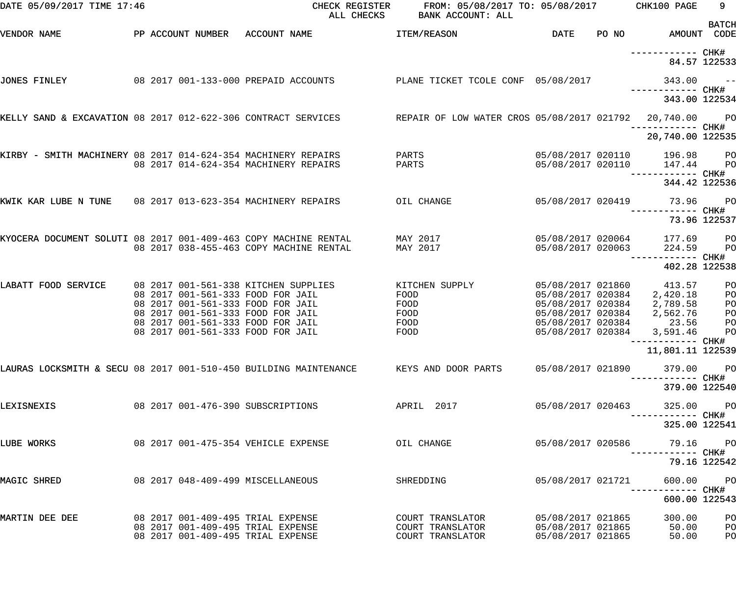DATE 05/09/2017 TIME 17:46 CHECK REGISTER FROM: 05/08/2017 TO: 05/08/2017 CHK100 PAGE 9

ALL CHECKS BANK ACCOUNT: ALL

| VENDOR NAME | PP ACCOUNT NUMBER | ACCOUNT NAME | ITEM/REASON | DATE | PO NO | AMOUNT | BATCH CODE |
|---|---|---|---|---|---|---|---|
| | | | | | | ------------ | CHK# |
| | | | | | | 84.57 | 122533 |
| JONES FINLEY | 08 2017 001-133-000 | PREPAID ACCOUNTS | PLANE TICKET TCOLE CONF | 05/08/2017 | | 343.00 | -- |
| | | | | | | ------------ | CHK# |
| | | | | | | 343.00 | 122534 |
| KELLY SAND & EXCAVATION | 08 2017 012-622-306 | CONTRACT SERVICES | REPAIR OF LOW WATER CROS | 05/08/2017 | 021792 | 20,740.00 | PO |
| | | | | | | ------------ | CHK# |
| | | | | | | 20,740.00 | 122535 |
| KIRBY - SMITH MACHINERY | 08 2017 014-624-354 | MACHINERY REPAIRS | PARTS | 05/08/2017 | 020110 | 196.98 | PO |
| | 08 2017 014-624-354 | MACHINERY REPAIRS | PARTS | 05/08/2017 | 020110 | 147.44 | PO |
| | | | | | | ------------ | CHK# |
| | | | | | | 344.42 | 122536 |
| KWIK KAR LUBE N TUNE | 08 2017 013-623-354 | MACHINERY REPAIRS | OIL CHANGE | 05/08/2017 | 020419 | 73.96 | PO |
| | | | | | | ------------ | CHK# |
| | | | | | | 73.96 | 122537 |
| KYOCERA DOCUMENT SOLUTI | 08 2017 001-409-463 | COPY MACHINE RENTAL | MAY 2017 | 05/08/2017 | 020064 | 177.69 | PO |
| | 08 2017 038-455-463 | COPY MACHINE RENTAL | MAY 2017 | 05/08/2017 | 020063 | 224.59 | PO |
| | | | | | | ------------ | CHK# |
| | | | | | | 402.28 | 122538 |
| LABATT FOOD SERVICE | 08 2017 001-561-338 | KITCHEN SUPPLIES | KITCHEN SUPPLY | 05/08/2017 | 021860 | 413.57 | PO |
| | 08 2017 001-561-333 | FOOD FOR JAIL | FOOD | 05/08/2017 | 020384 | 2,420.18 | PO |
| | 08 2017 001-561-333 | FOOD FOR JAIL | FOOD | 05/08/2017 | 020384 | 2,789.58 | PO |
| | 08 2017 001-561-333 | FOOD FOR JAIL | FOOD | 05/08/2017 | 020384 | 2,562.76 | PO |
| | 08 2017 001-561-333 | FOOD FOR JAIL | FOOD | 05/08/2017 | 020384 | 23.56 | PO |
| | 08 2017 001-561-333 | FOOD FOR JAIL | FOOD | 05/08/2017 | 020384 | 3,591.46 | PO |
| | | | | | | ------------ | CHK# |
| | | | | | | 11,801.11 | 122539 |
| LAURAS LOCKSMITH & SECU | 08 2017 001-510-450 | BUILDING MAINTENANCE | KEYS AND DOOR PARTS | 05/08/2017 | 021890 | 379.00 | PO |
| | | | | | | ------------ | CHK# |
| | | | | | | 379.00 | 122540 |
| LEXISNEXIS | 08 2017 001-476-390 | SUBSCRIPTIONS | APRIL 2017 | 05/08/2017 | 020463 | 325.00 | PO |
| | | | | | | ------------ | CHK# |
| | | | | | | 325.00 | 122541 |
| LUBE WORKS | 08 2017 001-475-354 | VEHICLE EXPENSE | OIL CHANGE | 05/08/2017 | 020586 | 79.16 | PO |
| | | | | | | ------------ | CHK# |
| | | | | | | 79.16 | 122542 |
| MAGIC SHRED | 08 2017 048-409-499 | MISCELLANEOUS | SHREDDING | 05/08/2017 | 021721 | 600.00 | PO |
| | | | | | | ------------ | CHK# |
| | | | | | | 600.00 | 122543 |
| MARTIN DEE DEE | 08 2017 001-409-495 | TRIAL EXPENSE | COURT TRANSLATOR | 05/08/2017 | 021865 | 300.00 | PO |
| | 08 2017 001-409-495 | TRIAL EXPENSE | COURT TRANSLATOR | 05/08/2017 | 021865 | 50.00 | PO |
| | 08 2017 001-409-495 | TRIAL EXPENSE | COURT TRANSLATOR | 05/08/2017 | 021865 | 50.00 | PO |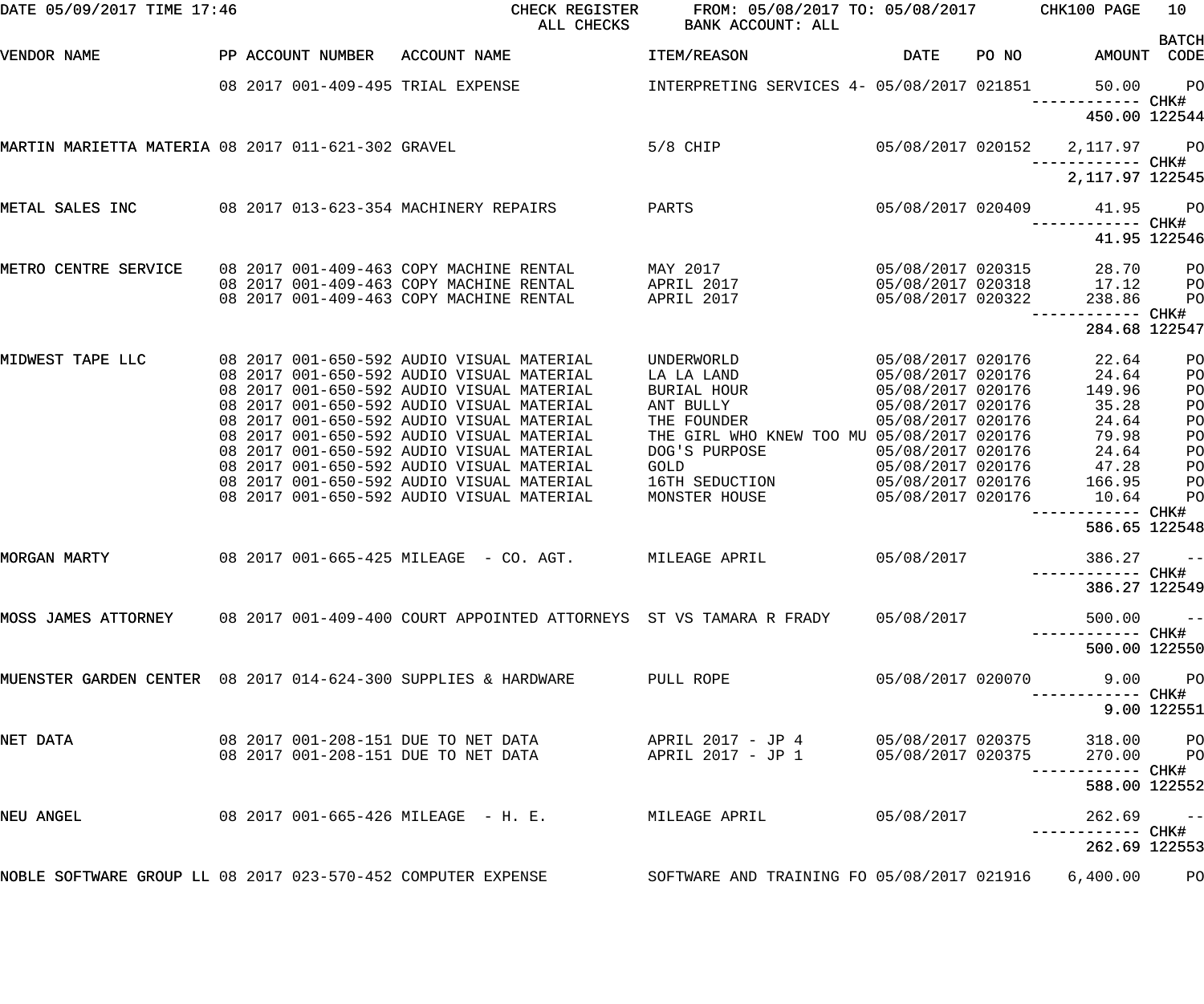DATE 05/09/2017 TIME 17:46 CHECK REGISTER ALL CHECKS FROM: 05/08/2017 TO: 05/08/2017 BANK ACCOUNT: ALL CHK100 PAGE 10

| VENDOR NAME | PP | ACCOUNT NUMBER | ACCOUNT NAME | ITEM/REASON | DATE | PO NO | AMOUNT | BATCH CODE |
|---|---|---|---|---|---|---|---|---|
| | 08 2017 | 001-409-495 | TRIAL EXPENSE | INTERPRETING SERVICES 4- | 05/08/2017 | 021851 | 50.00 | PO |
| | | | | | | | ------------ CHK# | |
| | | | | | | | 450.00 | 122544 |
| MARTIN MARIETTA MATERIA | 08 2017 | 011-621-302 | GRAVEL | 5/8 CHIP | 05/08/2017 | 020152 | 2,117.97 | PO |
| | | | | | | | ------------ CHK# | |
| | | | | | | | 2,117.97 | 122545 |
| METAL SALES INC | 08 2017 | 013-623-354 | MACHINERY REPAIRS | PARTS | 05/08/2017 | 020409 | 41.95 | PO |
| | | | | | | | ------------ CHK# | |
| | | | | | | | 41.95 | 122546 |
| METRO CENTRE SERVICE | 08 2017 | 001-409-463 | COPY MACHINE RENTAL | MAY 2017 | 05/08/2017 | 020315 | 28.70 | PO |
| | 08 2017 | 001-409-463 | COPY MACHINE RENTAL | APRIL 2017 | 05/08/2017 | 020318 | 17.12 | PO |
| | 08 2017 | 001-409-463 | COPY MACHINE RENTAL | APRIL 2017 | 05/08/2017 | 020322 | 238.86 | PO |
| | | | | | | | ------------ CHK# | |
| | | | | | | | 284.68 | 122547 |
| MIDWEST TAPE LLC | 08 2017 | 001-650-592 | AUDIO VISUAL MATERIAL | UNDERWORLD | 05/08/2017 | 020176 | 22.64 | PO |
| | 08 2017 | 001-650-592 | AUDIO VISUAL MATERIAL | LA LA LAND | 05/08/2017 | 020176 | 24.64 | PO |
| | 08 2017 | 001-650-592 | AUDIO VISUAL MATERIAL | BURIAL HOUR | 05/08/2017 | 020176 | 149.96 | PO |
| | 08 2017 | 001-650-592 | AUDIO VISUAL MATERIAL | ANT BULLY | 05/08/2017 | 020176 | 35.28 | PO |
| | 08 2017 | 001-650-592 | AUDIO VISUAL MATERIAL | THE FOUNDER | 05/08/2017 | 020176 | 24.64 | PO |
| | 08 2017 | 001-650-592 | AUDIO VISUAL MATERIAL | THE GIRL WHO KNEW TOO MU | 05/08/2017 | 020176 | 79.98 | PO |
| | 08 2017 | 001-650-592 | AUDIO VISUAL MATERIAL | DOG'S PURPOSE | 05/08/2017 | 020176 | 24.64 | PO |
| | 08 2017 | 001-650-592 | AUDIO VISUAL MATERIAL | GOLD | 05/08/2017 | 020176 | 47.28 | PO |
| | 08 2017 | 001-650-592 | AUDIO VISUAL MATERIAL | 16TH SEDUCTION | 05/08/2017 | 020176 | 166.95 | PO |
| | 08 2017 | 001-650-592 | AUDIO VISUAL MATERIAL | MONSTER HOUSE | 05/08/2017 | 020176 | 10.64 | PO |
| | | | | | | | ------------ CHK# | |
| | | | | | | | 586.65 | 122548 |
| MORGAN MARTY | 08 2017 | 001-665-425 | MILEAGE - CO. AGT. | MILEAGE APRIL | 05/08/2017 | | 386.27 | -- |
| | | | | | | | ------------ CHK# | |
| | | | | | | | 386.27 | 122549 |
| MOSS JAMES ATTORNEY | 08 2017 | 001-409-400 | COURT APPOINTED ATTORNEYS | ST VS TAMARA R FRADY | 05/08/2017 | | 500.00 | -- |
| | | | | | | | ------------ CHK# | |
| | | | | | | | 500.00 | 122550 |
| MUENSTER GARDEN CENTER | 08 2017 | 014-624-300 | SUPPLIES & HARDWARE | PULL ROPE | 05/08/2017 | 020070 | 9.00 | PO |
| | | | | | | | ------------ CHK# | |
| | | | | | | | 9.00 | 122551 |
| NET DATA | 08 2017 | 001-208-151 | DUE TO NET DATA | APRIL 2017 - JP 4 | 05/08/2017 | 020375 | 318.00 | PO |
| | 08 2017 | 001-208-151 | DUE TO NET DATA | APRIL 2017 - JP 1 | 05/08/2017 | 020375 | 270.00 | PO |
| | | | | | | | ------------ CHK# | |
| | | | | | | | 588.00 | 122552 |
| NEU ANGEL | 08 2017 | 001-665-426 | MILEAGE - H. E. | MILEAGE APRIL | 05/08/2017 | | 262.69 | -- |
| | | | | | | | ------------ CHK# | |
| | | | | | | | 262.69 | 122553 |
| NOBLE SOFTWARE GROUP LL | 08 2017 | 023-570-452 | COMPUTER EXPENSE | SOFTWARE AND TRAINING FO | 05/08/2017 | 021916 | 6,400.00 | PO |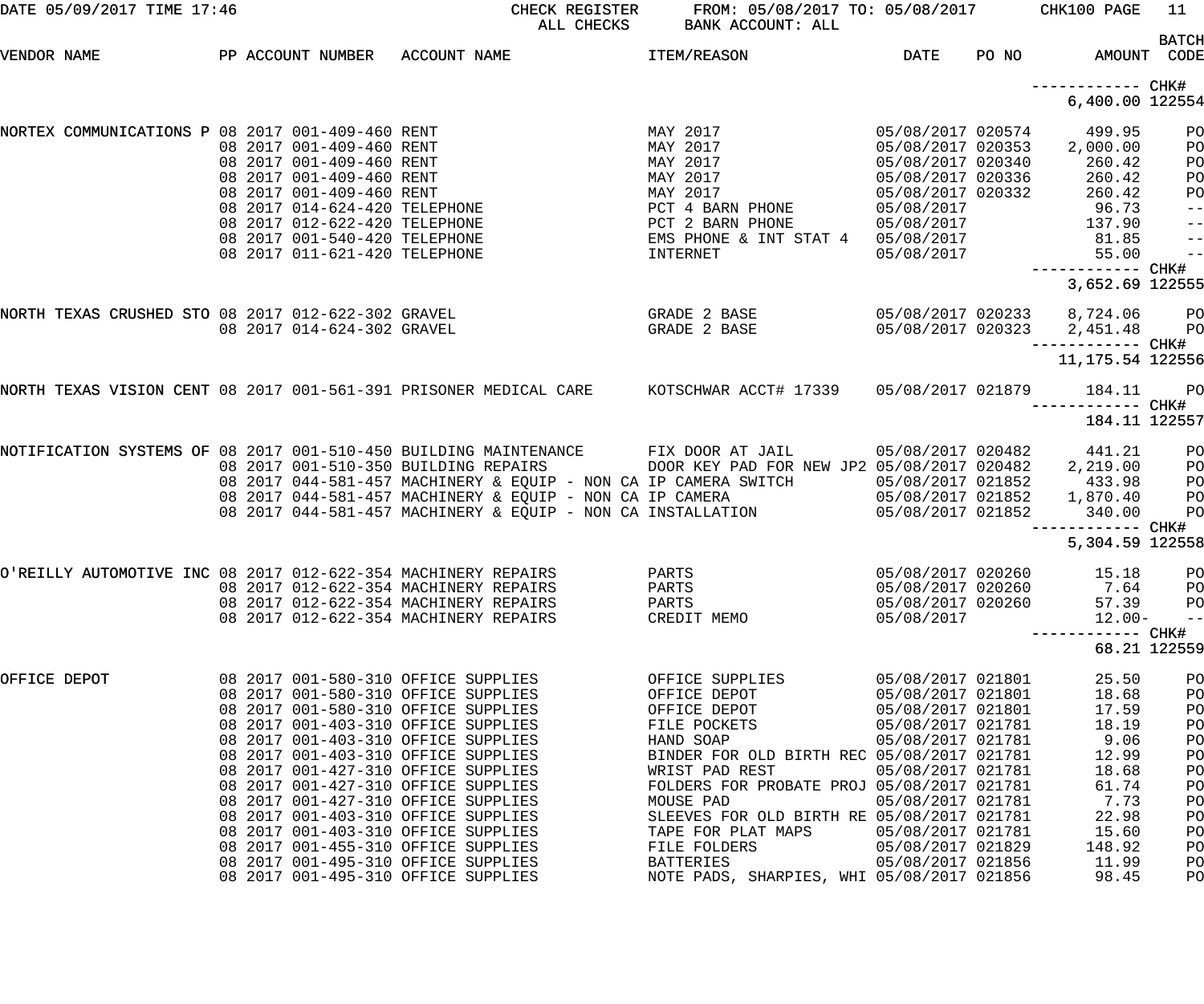DATE 05/09/2017 TIME 17:46 CHECK REGISTER FROM: 05/08/2017 TO: 05/08/2017 CHK100 PAGE 11
ALL CHECKS BANK ACCOUNT: ALL

| VENDOR NAME | PP | ACCOUNT NUMBER | ACCOUNT NAME | ITEM/REASON | DATE | PO NO | AMOUNT | BATCH CODE |
|---|---|---|---|---|---|---|---|---|
| | | | | | | | ------------ CHK# | |
| | | | | | | | 6,400.00 | 122554 |
| NORTEX COMMUNICATIONS P | 08 | 2017 001-409-460 | RENT | MAY 2017 | 05/08/2017 | 020574 | 499.95 | PO |
| | 08 | 2017 001-409-460 | RENT | MAY 2017 | 05/08/2017 | 020353 | 2,000.00 | PO |
| | 08 | 2017 001-409-460 | RENT | MAY 2017 | 05/08/2017 | 020340 | 260.42 | PO |
| | 08 | 2017 001-409-460 | RENT | MAY 2017 | 05/08/2017 | 020336 | 260.42 | PO |
| | 08 | 2017 001-409-460 | RENT | MAY 2017 | 05/08/2017 | 020332 | 260.42 | PO |
| | 08 | 2017 014-624-420 | TELEPHONE | PCT 4 BARN PHONE | 05/08/2017 | | 96.73 | -- |
| | 08 | 2017 012-622-420 | TELEPHONE | PCT 2 BARN PHONE | 05/08/2017 | | 137.90 | -- |
| | 08 | 2017 001-540-420 | TELEPHONE | EMS PHONE & INT STAT 4 | 05/08/2017 | | 81.85 | -- |
| | 08 | 2017 011-621-420 | TELEPHONE | INTERNET | 05/08/2017 | | 55.00 | -- |
| | | | | | | | ------------ CHK# | |
| | | | | | | | 3,652.69 | 122555 |
| NORTH TEXAS CRUSHED STO | 08 | 2017 012-622-302 | GRAVEL | GRADE 2 BASE | 05/08/2017 | 020233 | 8,724.06 | PO |
| | 08 | 2017 014-624-302 | GRAVEL | GRADE 2 BASE | 05/08/2017 | 020323 | 2,451.48 | PO |
| | | | | | | | ------------ CHK# | |
| | | | | | | | 11,175.54 | 122556 |
| NORTH TEXAS VISION CENT | 08 | 2017 001-561-391 | PRISONER MEDICAL CARE | KOTSCHWAR ACCT# 17339 | 05/08/2017 | 021879 | 184.11 | PO |
| | | | | | | | ------------ CHK# | |
| | | | | | | | 184.11 | 122557 |
| NOTIFICATION SYSTEMS OF | 08 | 2017 001-510-450 | BUILDING MAINTENANCE | FIX DOOR AT JAIL | 05/08/2017 | 020482 | 441.21 | PO |
| | 08 | 2017 001-510-350 | BUILDING REPAIRS | DOOR KEY PAD FOR NEW JP2 | 05/08/2017 | 020482 | 2,219.00 | PO |
| | 08 | 2017 044-581-457 | MACHINERY & EQUIP - NON CA | IP CAMERA SWITCH | 05/08/2017 | 021852 | 433.98 | PO |
| | 08 | 2017 044-581-457 | MACHINERY & EQUIP - NON CA | IP CAMERA | 05/08/2017 | 021852 | 1,870.40 | PO |
| | 08 | 2017 044-581-457 | MACHINERY & EQUIP - NON CA | INSTALLATION | 05/08/2017 | 021852 | 340.00 | PO |
| | | | | | | | ------------ CHK# | |
| | | | | | | | 5,304.59 | 122558 |
| O'REILLY AUTOMOTIVE INC | 08 | 2017 012-622-354 | MACHINERY REPAIRS | PARTS | 05/08/2017 | 020260 | 15.18 | PO |
| | 08 | 2017 012-622-354 | MACHINERY REPAIRS | PARTS | 05/08/2017 | 020260 | 7.64 | PO |
| | 08 | 2017 012-622-354 | MACHINERY REPAIRS | PARTS | 05/08/2017 | 020260 | 57.39 | PO |
| | 08 | 2017 012-622-354 | MACHINERY REPAIRS | CREDIT MEMO | 05/08/2017 | | 12.00- | -- |
| | | | | | | | ------------ CHK# | |
| | | | | | | | 68.21 | 122559 |
| OFFICE DEPOT | 08 | 2017 001-580-310 | OFFICE SUPPLIES | OFFICE SUPPLIES | 05/08/2017 | 021801 | 25.50 | PO |
| | 08 | 2017 001-580-310 | OFFICE SUPPLIES | OFFICE DEPOT | 05/08/2017 | 021801 | 18.68 | PO |
| | 08 | 2017 001-580-310 | OFFICE SUPPLIES | OFFICE DEPOT | 05/08/2017 | 021801 | 17.59 | PO |
| | 08 | 2017 001-403-310 | OFFICE SUPPLIES | FILE POCKETS | 05/08/2017 | 021781 | 18.19 | PO |
| | 08 | 2017 001-403-310 | OFFICE SUPPLIES | HAND SOAP | 05/08/2017 | 021781 | 9.06 | PO |
| | 08 | 2017 001-403-310 | OFFICE SUPPLIES | BINDER FOR OLD BIRTH REC | 05/08/2017 | 021781 | 12.99 | PO |
| | 08 | 2017 001-427-310 | OFFICE SUPPLIES | WRIST PAD REST | 05/08/2017 | 021781 | 18.68 | PO |
| | 08 | 2017 001-427-310 | OFFICE SUPPLIES | FOLDERS FOR PROBATE PROJ | 05/08/2017 | 021781 | 61.74 | PO |
| | 08 | 2017 001-427-310 | OFFICE SUPPLIES | MOUSE PAD | 05/08/2017 | 021781 | 7.73 | PO |
| | 08 | 2017 001-403-310 | OFFICE SUPPLIES | SLEEVES FOR OLD BIRTH RE | 05/08/2017 | 021781 | 22.98 | PO |
| | 08 | 2017 001-403-310 | OFFICE SUPPLIES | TAPE FOR PLAT MAPS | 05/08/2017 | 021781 | 15.60 | PO |
| | 08 | 2017 001-455-310 | OFFICE SUPPLIES | FILE FOLDERS | 05/08/2017 | 021829 | 148.92 | PO |
| | 08 | 2017 001-495-310 | OFFICE SUPPLIES | BATTERIES | 05/08/2017 | 021856 | 11.99 | PO |
| | 08 | 2017 001-495-310 | OFFICE SUPPLIES | NOTE PADS, SHARPIES, WHI | 05/08/2017 | 021856 | 98.45 | PO |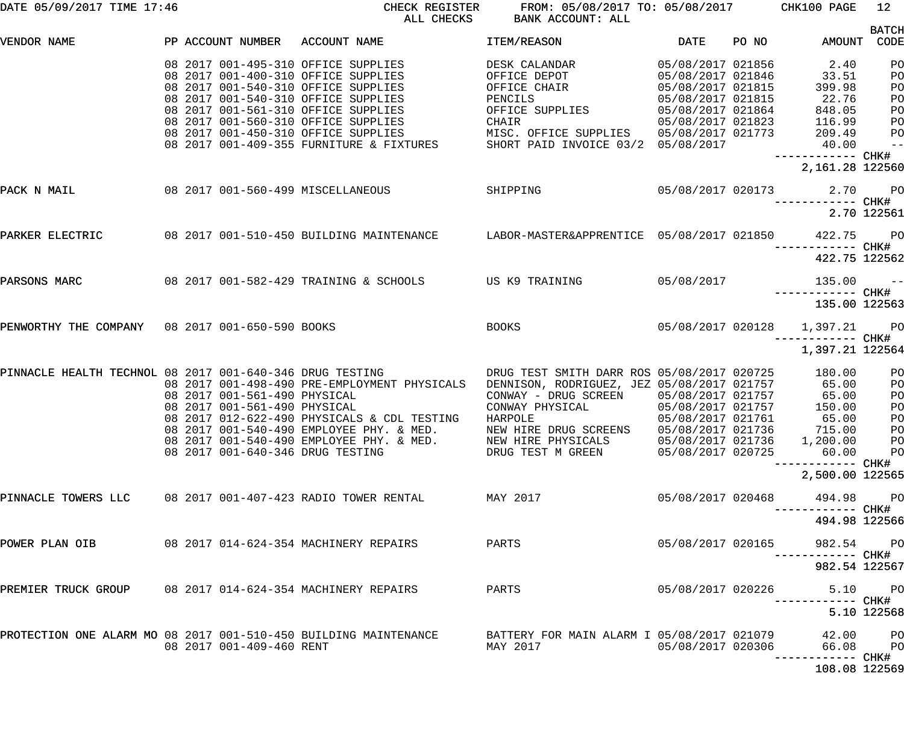DATE 05/09/2017 TIME 17:46 — CHECK REGISTER — ALL CHECKS — FROM: 05/08/2017 TO: 05/08/2017 — BANK ACCOUNT: ALL — CHK100 PAGE 12

| VENDOR NAME | PP | ACCOUNT NUMBER | ACCOUNT NAME | ITEM/REASON | DATE | PO NO | AMOUNT | BATCH CODE |
|---|---|---|---|---|---|---|---|---|
| | 08 2017 | 001-495-310 | OFFICE SUPPLIES | DESK CALANDAR | 05/08/2017 | 021856 | 2.40 | PO |
| | 08 2017 | 001-400-310 | OFFICE SUPPLIES | OFFICE DEPOT | 05/08/2017 | 021846 | 33.51 | PO |
| | 08 2017 | 001-540-310 | OFFICE SUPPLIES | OFFICE CHAIR | 05/08/2017 | 021815 | 399.98 | PO |
| | 08 2017 | 001-540-310 | OFFICE SUPPLIES | PENCILS | 05/08/2017 | 021815 | 22.76 | PO |
| | 08 2017 | 001-561-310 | OFFICE SUPPLIES | OFFICE SUPPLIES | 05/08/2017 | 021864 | 848.05 | PO |
| | 08 2017 | 001-560-310 | OFFICE SUPPLIES | CHAIR | 05/08/2017 | 021823 | 116.99 | PO |
| | 08 2017 | 001-450-310 | OFFICE SUPPLIES | MISC. OFFICE SUPPLIES | 05/08/2017 | 021773 | 209.49 | PO |
| | 08 2017 | 001-409-355 | FURNITURE & FIXTURES | SHORT PAID INVOICE 03/2 | 05/08/2017 | | 40.00 | -- |
| | | | | | | | 2,161.28 | CHK# 122560 |
| PACK N MAIL | 08 2017 | 001-560-499 | MISCELLANEOUS | SHIPPING | 05/08/2017 | 020173 | 2.70 | PO |
| | | | | | | | 2.70 | CHK# 122561 |
| PARKER ELECTRIC | 08 2017 | 001-510-450 | BUILDING MAINTENANCE | LABOR-MASTER&APPRENTICE | 05/08/2017 | 021850 | 422.75 | PO |
| | | | | | | | 422.75 | CHK# 122562 |
| PARSONS MARC | 08 2017 | 001-582-429 | TRAINING & SCHOOLS | US K9 TRAINING | 05/08/2017 | | 135.00 | -- |
| | | | | | | | 135.00 | CHK# 122563 |
| PENWORTHY THE COMPANY | 08 2017 | 001-650-590 | BOOKS | BOOKS | 05/08/2017 | 020128 | 1,397.21 | PO |
| | | | | | | | 1,397.21 | CHK# 122564 |
| PINNACLE HEALTH TECHNOL | 08 2017 | 001-640-346 | DRUG TESTING | DRUG TEST SMITH DARR ROS | 05/08/2017 | 020725 | 180.00 | PO |
| | 08 2017 | 001-498-490 | PRE-EMPLOYMENT PHYSICALS | DENNISON, RODRIGUEZ, JEZ | 05/08/2017 | 021757 | 65.00 | PO |
| | 08 2017 | 001-561-490 | PHYSICAL | CONWAY - DRUG SCREEN | 05/08/2017 | 021757 | 65.00 | PO |
| | 08 2017 | 001-561-490 | PHYSICAL | CONWAY PHYSICAL | 05/08/2017 | 021757 | 150.00 | PO |
| | 08 2017 | 012-622-490 | PHYSICALS & CDL TESTING | HARPOLE | 05/08/2017 | 021761 | 65.00 | PO |
| | 08 2017 | 001-540-490 | EMPLOYEE PHY. & MED. | NEW HIRE DRUG SCREENS | 05/08/2017 | 021736 | 715.00 | PO |
| | 08 2017 | 001-540-490 | EMPLOYEE PHY. & MED. | NEW HIRE PHYSICALS | 05/08/2017 | 021736 | 1,200.00 | PO |
| | 08 2017 | 001-640-346 | DRUG TESTING | DRUG TEST M GREEN | 05/08/2017 | 020725 | 60.00 | PO |
| | | | | | | | 2,500.00 | CHK# 122565 |
| PINNACLE TOWERS LLC | 08 2017 | 001-407-423 | RADIO TOWER RENTAL | MAY 2017 | 05/08/2017 | 020468 | 494.98 | PO |
| | | | | | | | 494.98 | CHK# 122566 |
| POWER PLAN OIB | 08 2017 | 014-624-354 | MACHINERY REPAIRS | PARTS | 05/08/2017 | 020165 | 982.54 | PO |
| | | | | | | | 982.54 | CHK# 122567 |
| PREMIER TRUCK GROUP | 08 2017 | 014-624-354 | MACHINERY REPAIRS | PARTS | 05/08/2017 | 020226 | 5.10 | PO |
| | | | | | | | 5.10 | CHK# 122568 |
| PROTECTION ONE ALARM MO | 08 2017 | 001-510-450 | BUILDING MAINTENANCE | BATTERY FOR MAIN ALARM I | 05/08/2017 | 021079 | 42.00 | PO |
| | 08 2017 | 001-409-460 | RENT | MAY 2017 | 05/08/2017 | 020306 | 66.08 | PO |
| | | | | | | | 108.08 | CHK# 122569 |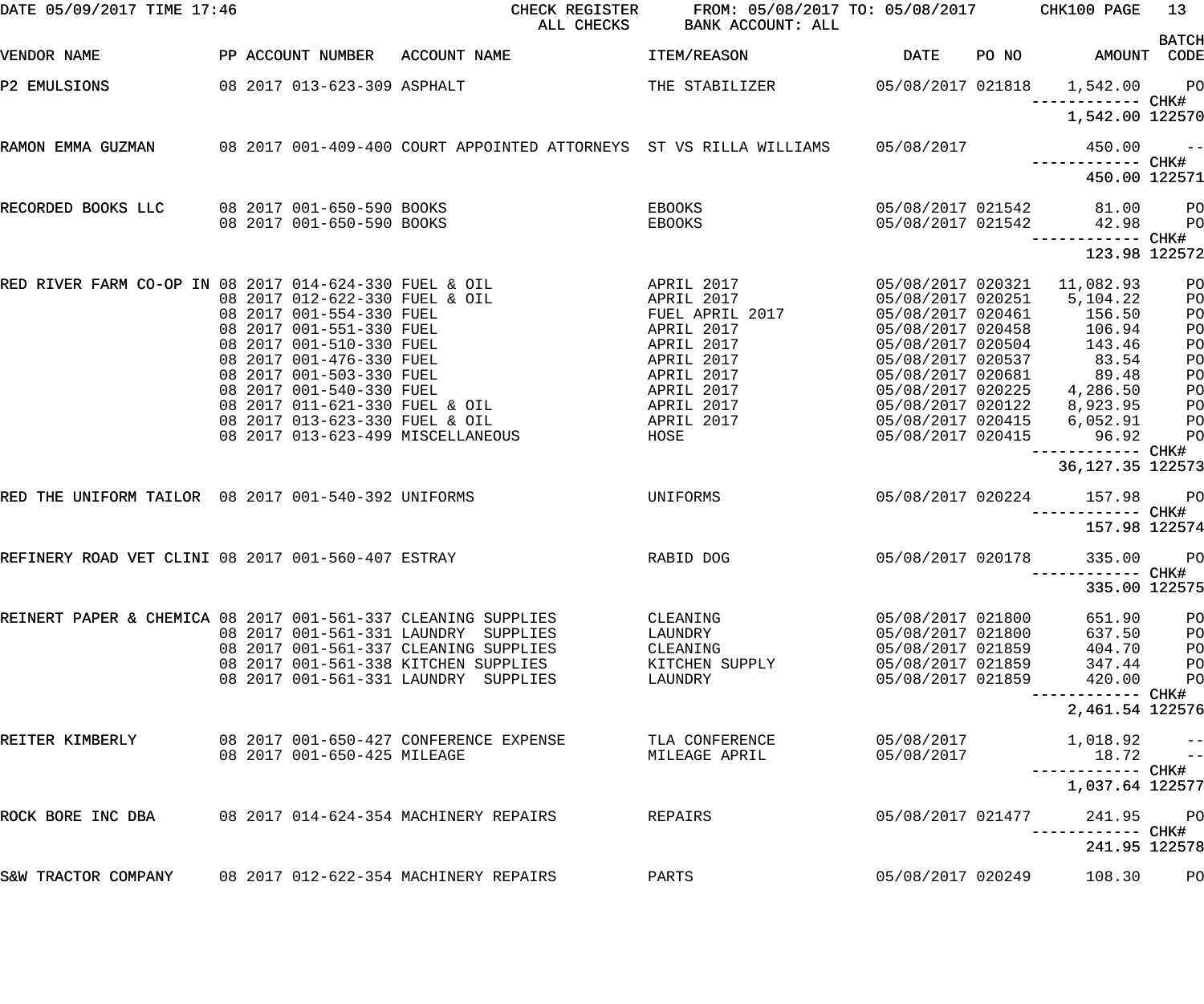DATE 05/09/2017 TIME 17:46 CHECK REGISTER ALL CHECKS FROM: 05/08/2017 TO: 05/08/2017 BANK ACCOUNT: ALL

| VENDOR NAME | PP ACCOUNT NUMBER | ACCOUNT NAME | ITEM/REASON | DATE | PO NO | AMOUNT | BATCH CODE |
|---|---|---|---|---|---|---|---|
| P2 EMULSIONS | 08 2017 013-623-309 | ASPHALT | THE STABILIZER | 05/08/2017 | 021818 | 1,542.00 | PO |
| | | | | | | ------------ | CHK# |
| | | | | | | 1,542.00 | 122570 |
| RAMON EMMA GUZMAN | 08 2017 001-409-400 | COURT APPOINTED ATTORNEYS | ST VS RILLA WILLIAMS | 05/08/2017 | | 450.00 | -- |
| | | | | | | ------------ | CHK# |
| | | | | | | 450.00 | 122571 |
| RECORDED BOOKS LLC | 08 2017 001-650-590 | BOOKS | EBOOKS | 05/08/2017 | 021542 | 81.00 | PO |
| | 08 2017 001-650-590 | BOOKS | EBOOKS | 05/08/2017 | 021542 | 42.98 | PO |
| | | | | | | ------------ | CHK# |
| | | | | | | 123.98 | 122572 |
| RED RIVER FARM CO-OP IN | 08 2017 014-624-330 | FUEL & OIL | APRIL 2017 | 05/08/2017 | 020321 | 11,082.93 | PO |
| | 08 2017 012-622-330 | FUEL & OIL | APRIL 2017 | 05/08/2017 | 020251 | 5,104.22 | PO |
| | 08 2017 001-554-330 | FUEL | FUEL APRIL 2017 | 05/08/2017 | 020461 | 156.50 | PO |
| | 08 2017 001-551-330 | FUEL | APRIL 2017 | 05/08/2017 | 020458 | 106.94 | PO |
| | 08 2017 001-510-330 | FUEL | APRIL 2017 | 05/08/2017 | 020504 | 143.46 | PO |
| | 08 2017 001-476-330 | FUEL | APRIL 2017 | 05/08/2017 | 020537 | 83.54 | PO |
| | 08 2017 001-503-330 | FUEL | APRIL 2017 | 05/08/2017 | 020681 | 89.48 | PO |
| | 08 2017 001-540-330 | FUEL | APRIL 2017 | 05/08/2017 | 020225 | 4,286.50 | PO |
| | 08 2017 011-621-330 | FUEL & OIL | APRIL 2017 | 05/08/2017 | 020122 | 8,923.95 | PO |
| | 08 2017 013-623-330 | FUEL & OIL | APRIL 2017 | 05/08/2017 | 020415 | 6,052.91 | PO |
| | 08 2017 013-623-499 | MISCELLANEOUS | HOSE | 05/08/2017 | 020415 | 96.92 | PO |
| | | | | | | ------------ | CHK# |
| | | | | | | 36,127.35 | 122573 |
| RED THE UNIFORM TAILOR | 08 2017 001-540-392 | UNIFORMS | UNIFORMS | 05/08/2017 | 020224 | 157.98 | PO |
| | | | | | | ------------ | CHK# |
| | | | | | | 157.98 | 122574 |
| REFINERY ROAD VET CLINI | 08 2017 001-560-407 | ESTRAY | RABID DOG | 05/08/2017 | 020178 | 335.00 | PO |
| | | | | | | ------------ | CHK# |
| | | | | | | 335.00 | 122575 |
| REINERT PAPER & CHEMICA | 08 2017 001-561-337 | CLEANING SUPPLIES | CLEANING | 05/08/2017 | 021800 | 651.90 | PO |
| | 08 2017 001-561-331 | LAUNDRY SUPPLIES | LAUNDRY | 05/08/2017 | 021800 | 637.50 | PO |
| | 08 2017 001-561-337 | CLEANING SUPPLIES | CLEANING | 05/08/2017 | 021859 | 404.70 | PO |
| | 08 2017 001-561-338 | KITCHEN SUPPLIES | KITCHEN SUPPLY | 05/08/2017 | 021859 | 347.44 | PO |
| | 08 2017 001-561-331 | LAUNDRY SUPPLIES | LAUNDRY | 05/08/2017 | 021859 | 420.00 | PO |
| | | | | | | ------------ | CHK# |
| | | | | | | 2,461.54 | 122576 |
| REITER KIMBERLY | 08 2017 001-650-427 | CONFERENCE EXPENSE | TLA CONFERENCE | 05/08/2017 | | 1,018.92 | -- |
| | 08 2017 001-650-425 | MILEAGE | MILEAGE APRIL | 05/08/2017 | | 18.72 | -- |
| | | | | | | ------------ | CHK# |
| | | | | | | 1,037.64 | 122577 |
| ROCK BORE INC DBA | 08 2017 014-624-354 | MACHINERY REPAIRS | REPAIRS | 05/08/2017 | 021477 | 241.95 | PO |
| | | | | | | ------------ | CHK# |
| | | | | | | 241.95 | 122578 |
| S&W TRACTOR COMPANY | 08 2017 012-622-354 | MACHINERY REPAIRS | PARTS | 05/08/2017 | 020249 | 108.30 | PO |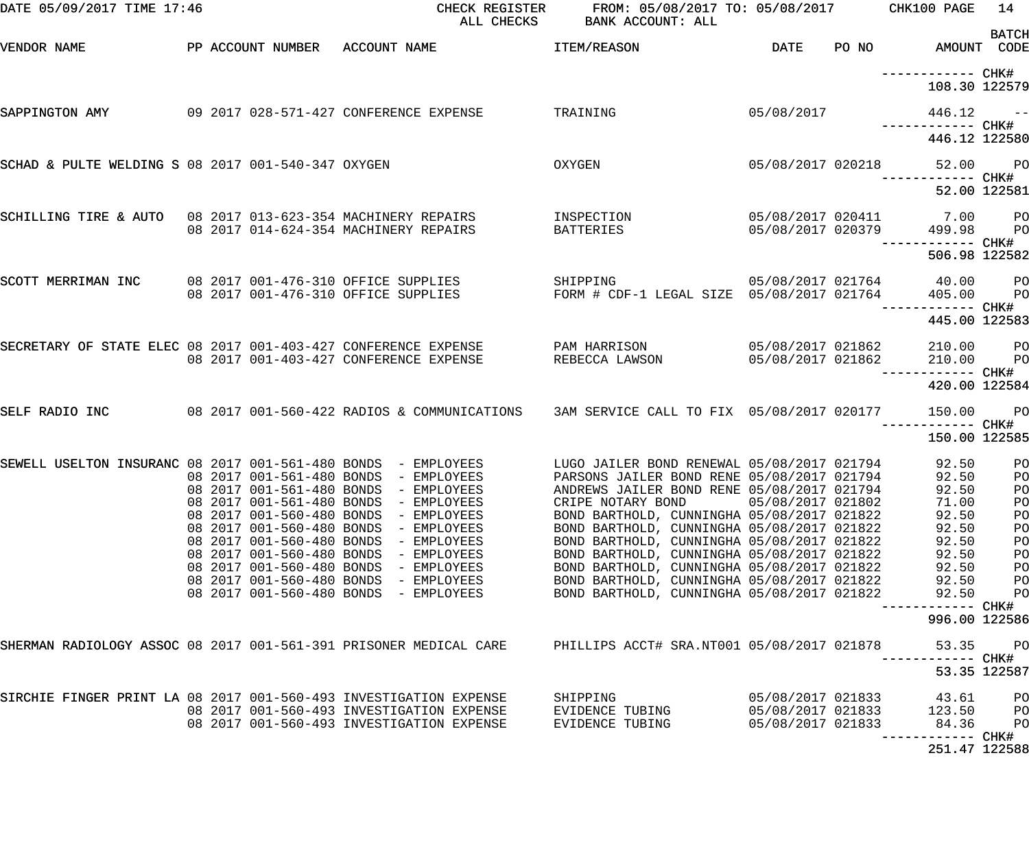DATE 05/09/2017 TIME 17:46 CHECK REGISTER FROM: 05/08/2017 TO: 05/08/2017 CHK100 PAGE 14
ALL CHECKS BANK ACCOUNT: ALL

| VENDOR NAME | PP ACCOUNT NUMBER | ACCOUNT NAME | ITEM/REASON | DATE | PO NO | AMOUNT | BATCH CODE |
|---|---|---|---|---|---|---|---|
| | | | | | | ------------ | CHK# |
| | | | | | | 108.30 | 122579 |
| SAPPINGTON AMY | 09 2017 028-571-427 | CONFERENCE EXPENSE | TRAINING | 05/08/2017 | | 446.12 | -- |
| | | | | | | ------------ | CHK# |
| | | | | | | 446.12 | 122580 |
| SCHAD & PULTE WELDING S | 08 2017 001-540-347 | OXYGEN | OXYGEN | 05/08/2017 | 020218 | 52.00 | PO |
| | | | | | | ------------ | CHK# |
| | | | | | | 52.00 | 122581 |
| SCHILLING TIRE & AUTO | 08 2017 013-623-354 | MACHINERY REPAIRS | INSPECTION | 05/08/2017 | 020411 | 7.00 | PO |
| | 08 2017 014-624-354 | MACHINERY REPAIRS | BATTERIES | 05/08/2017 | 020379 | 499.98 | PO |
| | | | | | | ------------ | CHK# |
| | | | | | | 506.98 | 122582 |
| SCOTT MERRIMAN INC | 08 2017 001-476-310 | OFFICE SUPPLIES | SHIPPING | 05/08/2017 | 021764 | 40.00 | PO |
| | 08 2017 001-476-310 | OFFICE SUPPLIES | FORM # CDF-1 LEGAL SIZE | 05/08/2017 | 021764 | 405.00 | PO |
| | | | | | | ------------ | CHK# |
| | | | | | | 445.00 | 122583 |
| SECRETARY OF STATE ELEC | 08 2017 001-403-427 | CONFERENCE EXPENSE | PAM HARRISON | 05/08/2017 | 021862 | 210.00 | PO |
| | 08 2017 001-403-427 | CONFERENCE EXPENSE | REBECCA LAWSON | 05/08/2017 | 021862 | 210.00 | PO |
| | | | | | | ------------ | CHK# |
| | | | | | | 420.00 | 122584 |
| SELF RADIO INC | 08 2017 001-560-422 | RADIOS & COMMUNICATIONS | 3AM SERVICE CALL TO FIX | 05/08/2017 | 020177 | 150.00 | PO |
| | | | | | | ------------ | CHK# |
| | | | | | | 150.00 | 122585 |
| SEWELL USELTON INSURANC | 08 2017 001-561-480 | BONDS - EMPLOYEES | LUGO JAILER BOND RENEWAL | 05/08/2017 | 021794 | 92.50 | PO |
| | 08 2017 001-561-480 | BONDS - EMPLOYEES | PARSONS JAILER BOND RENE | 05/08/2017 | 021794 | 92.50 | PO |
| | 08 2017 001-561-480 | BONDS - EMPLOYEES | ANDREWS JAILER BOND RENE | 05/08/2017 | 021794 | 92.50 | PO |
| | 08 2017 001-561-480 | BONDS - EMPLOYEES | CRIPE NOTARY BOND | 05/08/2017 | 021802 | 71.00 | PO |
| | 08 2017 001-560-480 | BONDS - EMPLOYEES | BOND BARTHOLD, CUNNINGHA | 05/08/2017 | 021822 | 92.50 | PO |
| | 08 2017 001-560-480 | BONDS - EMPLOYEES | BOND BARTHOLD, CUNNINGHA | 05/08/2017 | 021822 | 92.50 | PO |
| | 08 2017 001-560-480 | BONDS - EMPLOYEES | BOND BARTHOLD, CUNNINGHA | 05/08/2017 | 021822 | 92.50 | PO |
| | 08 2017 001-560-480 | BONDS - EMPLOYEES | BOND BARTHOLD, CUNNINGHA | 05/08/2017 | 021822 | 92.50 | PO |
| | 08 2017 001-560-480 | BONDS - EMPLOYEES | BOND BARTHOLD, CUNNINGHA | 05/08/2017 | 021822 | 92.50 | PO |
| | 08 2017 001-560-480 | BONDS - EMPLOYEES | BOND BARTHOLD, CUNNINGHA | 05/08/2017 | 021822 | 92.50 | PO |
| | 08 2017 001-560-480 | BONDS - EMPLOYEES | BOND BARTHOLD, CUNNINGHA | 05/08/2017 | 021822 | 92.50 | PO |
| | | | | | | ------------ | CHK# |
| | | | | | | 996.00 | 122586 |
| SHERMAN RADIOLOGY ASSOC | 08 2017 001-561-391 | PRISONER MEDICAL CARE | PHILLIPS ACCT# SRA.NT001 | 05/08/2017 | 021878 | 53.35 | PO |
| | | | | | | ------------ | CHK# |
| | | | | | | 53.35 | 122587 |
| SIRCHIE FINGER PRINT LA | 08 2017 001-560-493 | INVESTIGATION EXPENSE | SHIPPING | 05/08/2017 | 021833 | 43.61 | PO |
| | 08 2017 001-560-493 | INVESTIGATION EXPENSE | EVIDENCE TUBING | 05/08/2017 | 021833 | 123.50 | PO |
| | 08 2017 001-560-493 | INVESTIGATION EXPENSE | EVIDENCE TUBING | 05/08/2017 | 021833 | 84.36 | PO |
| | | | | | | ------------ | CHK# |
| | | | | | | 251.47 | 122588 |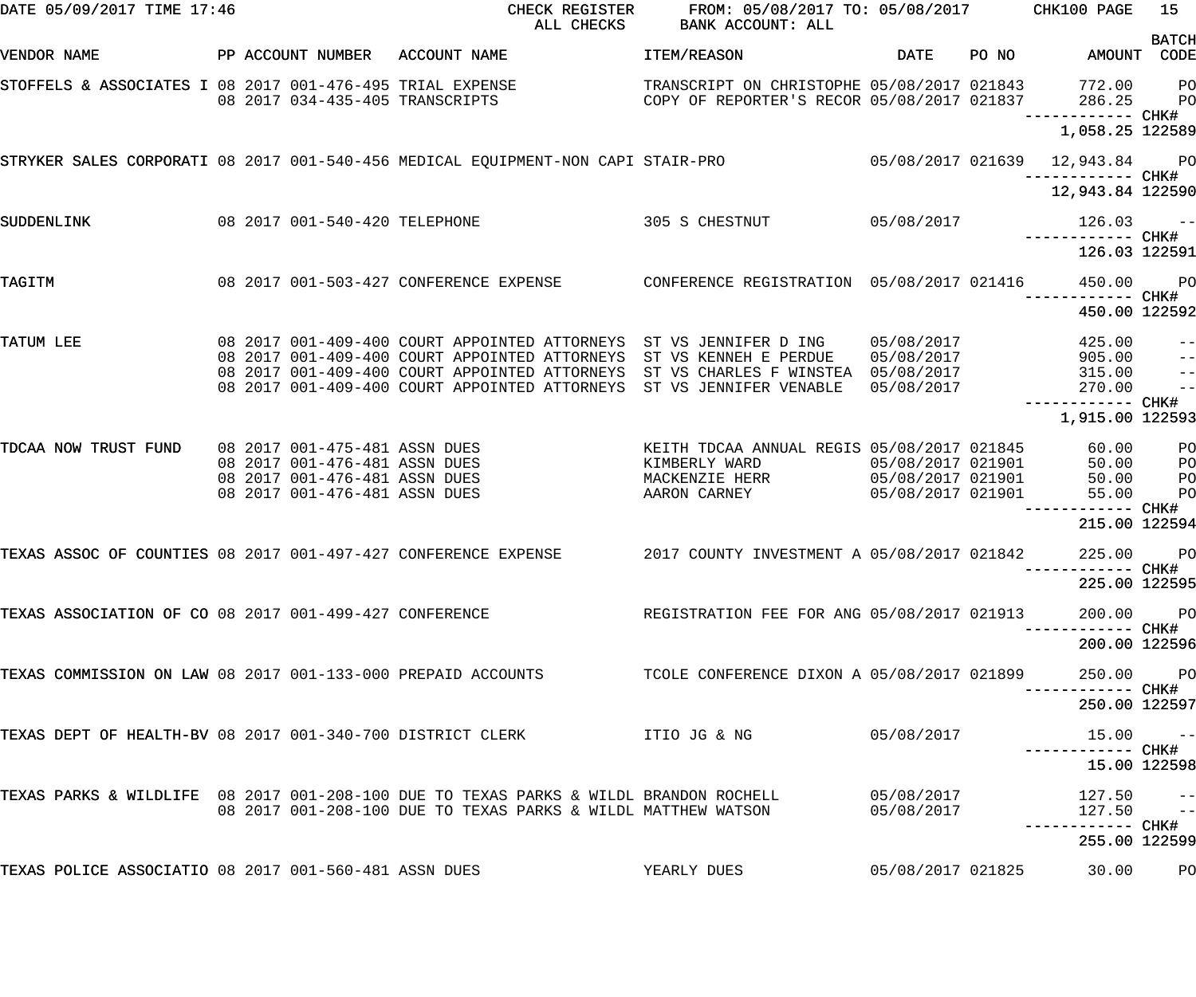DATE 05/09/2017 TIME 17:46 CHECK REGISTER ALL CHECKS FROM: 05/08/2017 TO: 05/08/2017 BANK ACCOUNT: ALL

| VENDOR NAME | PP | ACCOUNT NUMBER | ACCOUNT NAME | ITEM/REASON | DATE | PO NO | AMOUNT | BATCH CODE |
|---|---|---|---|---|---|---|---|---|
| STOFFELS & ASSOCIATES I | 08 2017 | 001-476-495 | TRIAL EXPENSE | TRANSCRIPT ON CHRISTOPHE | 05/08/2017 | 021843 | 772.00 | PO |
| | 08 2017 | 034-435-405 | TRANSCRIPTS | COPY OF REPORTER'S RECOR | 05/08/2017 | 021837 | 286.25 | PO |
| | | | | | | | 1,058.25 | CHK# 122589 |
| STRYKER SALES CORPORATI | 08 2017 | 001-540-456 | MEDICAL EQUIPMENT-NON CAPI | STAIR-PRO | 05/08/2017 | 021639 | 12,943.84 | PO |
| | | | | | | | 12,943.84 | CHK# 122590 |
| SUDDENLINK | 08 2017 | 001-540-420 | TELEPHONE | 305 S CHESTNUT | 05/08/2017 | | 126.03 | -- |
| | | | | | | | 126.03 | CHK# 122591 |
| TAGITM | 08 2017 | 001-503-427 | CONFERENCE EXPENSE | CONFERENCE REGISTRATION | 05/08/2017 | 021416 | 450.00 | PO |
| | | | | | | | 450.00 | CHK# 122592 |
| TATUM LEE | 08 2017 | 001-409-400 | COURT APPOINTED ATTORNEYS | ST VS JENNIFER D ING | 05/08/2017 | | 425.00 | -- |
| | 08 2017 | 001-409-400 | COURT APPOINTED ATTORNEYS | ST VS KENNEH E PERDUE | 05/08/2017 | | 905.00 | -- |
| | 08 2017 | 001-409-400 | COURT APPOINTED ATTORNEYS | ST VS CHARLES F WINSTEA | 05/08/2017 | | 315.00 | -- |
| | 08 2017 | 001-409-400 | COURT APPOINTED ATTORNEYS | ST VS JENNIFER VENABLE | 05/08/2017 | | 270.00 | -- |
| | | | | | | | 1,915.00 | CHK# 122593 |
| TDCAA NOW TRUST FUND | 08 2017 | 001-475-481 | ASSN DUES | KEITH TDCAA ANNUAL REGIS | 05/08/2017 | 021845 | 60.00 | PO |
| | 08 2017 | 001-476-481 | ASSN DUES | KIMBERLY WARD | 05/08/2017 | 021901 | 50.00 | PO |
| | 08 2017 | 001-476-481 | ASSN DUES | MACKENZIE HERR | 05/08/2017 | 021901 | 50.00 | PO |
| | 08 2017 | 001-476-481 | ASSN DUES | AARON CARNEY | 05/08/2017 | 021901 | 55.00 | PO |
| | | | | | | | 215.00 | CHK# 122594 |
| TEXAS ASSOC OF COUNTIES | 08 2017 | 001-497-427 | CONFERENCE EXPENSE | 2017 COUNTY INVESTMENT A | 05/08/2017 | 021842 | 225.00 | PO |
| | | | | | | | 225.00 | CHK# 122595 |
| TEXAS ASSOCIATION OF CO | 08 2017 | 001-499-427 | CONFERENCE | REGISTRATION FEE FOR ANG | 05/08/2017 | 021913 | 200.00 | PO |
| | | | | | | | 200.00 | CHK# 122596 |
| TEXAS COMMISSION ON LAW | 08 2017 | 001-133-000 | PREPAID ACCOUNTS | TCOLE CONFERENCE DIXON A | 05/08/2017 | 021899 | 250.00 | PO |
| | | | | | | | 250.00 | CHK# 122597 |
| TEXAS DEPT OF HEALTH-BV | 08 2017 | 001-340-700 | DISTRICT CLERK | ITIO JG & NG | 05/08/2017 | | 15.00 | -- |
| | | | | | | | 15.00 | CHK# 122598 |
| TEXAS PARKS & WILDLIFE | 08 2017 | 001-208-100 | DUE TO TEXAS PARKS & WILDL | BRANDON ROCHELL | 05/08/2017 | | 127.50 | -- |
| | 08 2017 | 001-208-100 | DUE TO TEXAS PARKS & WILDL | MATTHEW WATSON | 05/08/2017 | | 127.50 | -- |
| | | | | | | | 255.00 | CHK# 122599 |
| TEXAS POLICE ASSOCIATIO | 08 2017 | 001-560-481 | ASSN DUES | YEARLY DUES | 05/08/2017 | 021825 | 30.00 | PO |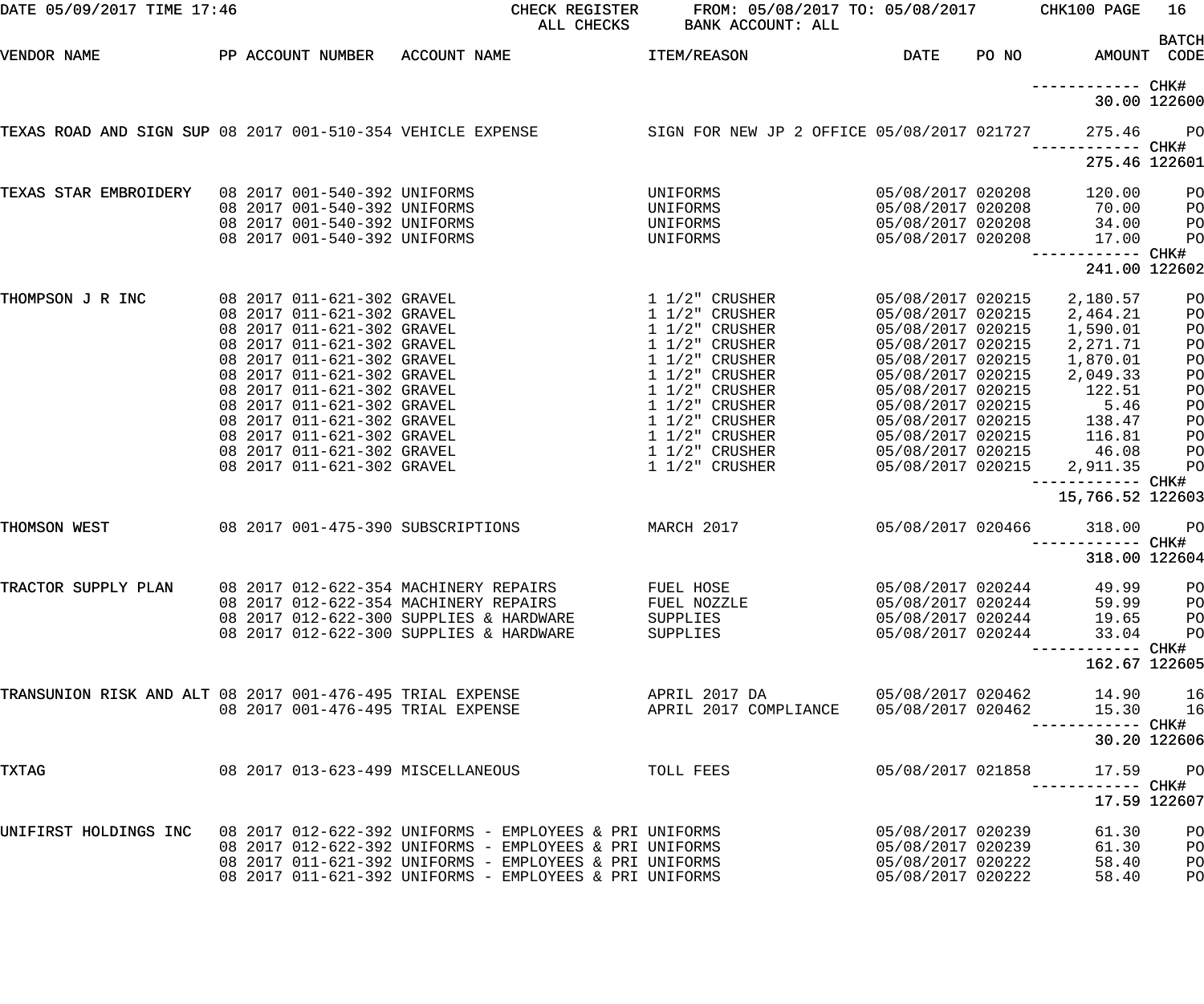DATE 05/09/2017 TIME 17:46 CHECK REGISTER ALL CHECKS FROM: 05/08/2017 TO: 05/08/2017 BANK ACCOUNT: ALL CHK100

| VENDOR NAME | PP | ACCOUNT NUMBER | ACCOUNT NAME | ITEM/REASON | DATE | PO NO | AMOUNT | BATCH CODE |
|---|---|---|---|---|---|---|---|---|
| | | | | | | | ------------ | CHK# |
| | | | | | | | 30.00 | 122600 |
| TEXAS ROAD AND SIGN SUP | 08 2017 | 001-510-354 | VEHICLE EXPENSE | SIGN FOR NEW JP 2 OFFICE | 05/08/2017 | 021727 | 275.46 | PO |
| | | | | | | | ------------ | CHK# |
| | | | | | | | 275.46 | 122601 |
| TEXAS STAR EMBROIDERY | 08 2017 | 001-540-392 | UNIFORMS | UNIFORMS | 05/08/2017 | 020208 | 120.00 | PO |
| | 08 2017 | 001-540-392 | UNIFORMS | UNIFORMS | 05/08/2017 | 020208 | 70.00 | PO |
| | 08 2017 | 001-540-392 | UNIFORMS | UNIFORMS | 05/08/2017 | 020208 | 34.00 | PO |
| | 08 2017 | 001-540-392 | UNIFORMS | UNIFORMS | 05/08/2017 | 020208 | 17.00 | PO |
| | | | | | | | ------------ | CHK# |
| | | | | | | | 241.00 | 122602 |
| THOMPSON J R INC | 08 2017 | 011-621-302 | GRAVEL | 1 1/2" CRUSHER | 05/08/2017 | 020215 | 2,180.57 | PO |
| | 08 2017 | 011-621-302 | GRAVEL | 1 1/2" CRUSHER | 05/08/2017 | 020215 | 2,464.21 | PO |
| | 08 2017 | 011-621-302 | GRAVEL | 1 1/2" CRUSHER | 05/08/2017 | 020215 | 1,590.01 | PO |
| | 08 2017 | 011-621-302 | GRAVEL | 1 1/2" CRUSHER | 05/08/2017 | 020215 | 2,271.71 | PO |
| | 08 2017 | 011-621-302 | GRAVEL | 1 1/2" CRUSHER | 05/08/2017 | 020215 | 1,870.01 | PO |
| | 08 2017 | 011-621-302 | GRAVEL | 1 1/2" CRUSHER | 05/08/2017 | 020215 | 2,049.33 | PO |
| | 08 2017 | 011-621-302 | GRAVEL | 1 1/2" CRUSHER | 05/08/2017 | 020215 | 122.51 | PO |
| | 08 2017 | 011-621-302 | GRAVEL | 1 1/2" CRUSHER | 05/08/2017 | 020215 | 5.46 | PO |
| | 08 2017 | 011-621-302 | GRAVEL | 1 1/2" CRUSHER | 05/08/2017 | 020215 | 138.47 | PO |
| | 08 2017 | 011-621-302 | GRAVEL | 1 1/2" CRUSHER | 05/08/2017 | 020215 | 116.81 | PO |
| | 08 2017 | 011-621-302 | GRAVEL | 1 1/2" CRUSHER | 05/08/2017 | 020215 | 46.08 | PO |
| | 08 2017 | 011-621-302 | GRAVEL | 1 1/2" CRUSHER | 05/08/2017 | 020215 | 2,911.35 | PO |
| | | | | | | | ------------ | CHK# |
| | | | | | | | 15,766.52 | 122603 |
| THOMSON WEST | 08 2017 | 001-475-390 | SUBSCRIPTIONS | MARCH 2017 | 05/08/2017 | 020466 | 318.00 | PO |
| | | | | | | | ------------ | CHK# |
| | | | | | | | 318.00 | 122604 |
| TRACTOR SUPPLY PLAN | 08 2017 | 012-622-354 | MACHINERY REPAIRS | FUEL HOSE | 05/08/2017 | 020244 | 49.99 | PO |
| | 08 2017 | 012-622-354 | MACHINERY REPAIRS | FUEL NOZZLE | 05/08/2017 | 020244 | 59.99 | PO |
| | 08 2017 | 012-622-300 | SUPPLIES & HARDWARE | SUPPLIES | 05/08/2017 | 020244 | 19.65 | PO |
| | 08 2017 | 012-622-300 | SUPPLIES & HARDWARE | SUPPLIES | 05/08/2017 | 020244 | 33.04 | PO |
| | | | | | | | ------------ | CHK# |
| | | | | | | | 162.67 | 122605 |
| TRANSUNION RISK AND ALT | 08 2017 | 001-476-495 | TRIAL EXPENSE | APRIL 2017 DA | 05/08/2017 | 020462 | 14.90 | 16 |
| | 08 2017 | 001-476-495 | TRIAL EXPENSE | APRIL 2017 COMPLIANCE | 05/08/2017 | 020462 | 15.30 | 16 |
| | | | | | | | ------------ | CHK# |
| | | | | | | | 30.20 | 122606 |
| TXTAG | 08 2017 | 013-623-499 | MISCELLANEOUS | TOLL FEES | 05/08/2017 | 021858 | 17.59 | PO |
| | | | | | | | ------------ | CHK# |
| | | | | | | | 17.59 | 122607 |
| UNIFIRST HOLDINGS INC | 08 2017 | 012-622-392 | UNIFORMS - EMPLOYEES & PRI | UNIFORMS | 05/08/2017 | 020239 | 61.30 | PO |
| | 08 2017 | 012-622-392 | UNIFORMS - EMPLOYEES & PRI | UNIFORMS | 05/08/2017 | 020239 | 61.30 | PO |
| | 08 2017 | 011-621-392 | UNIFORMS - EMPLOYEES & PRI | UNIFORMS | 05/08/2017 | 020222 | 58.40 | PO |
| | 08 2017 | 011-621-392 | UNIFORMS - EMPLOYEES & PRI | UNIFORMS | 05/08/2017 | 020222 | 58.40 | PO |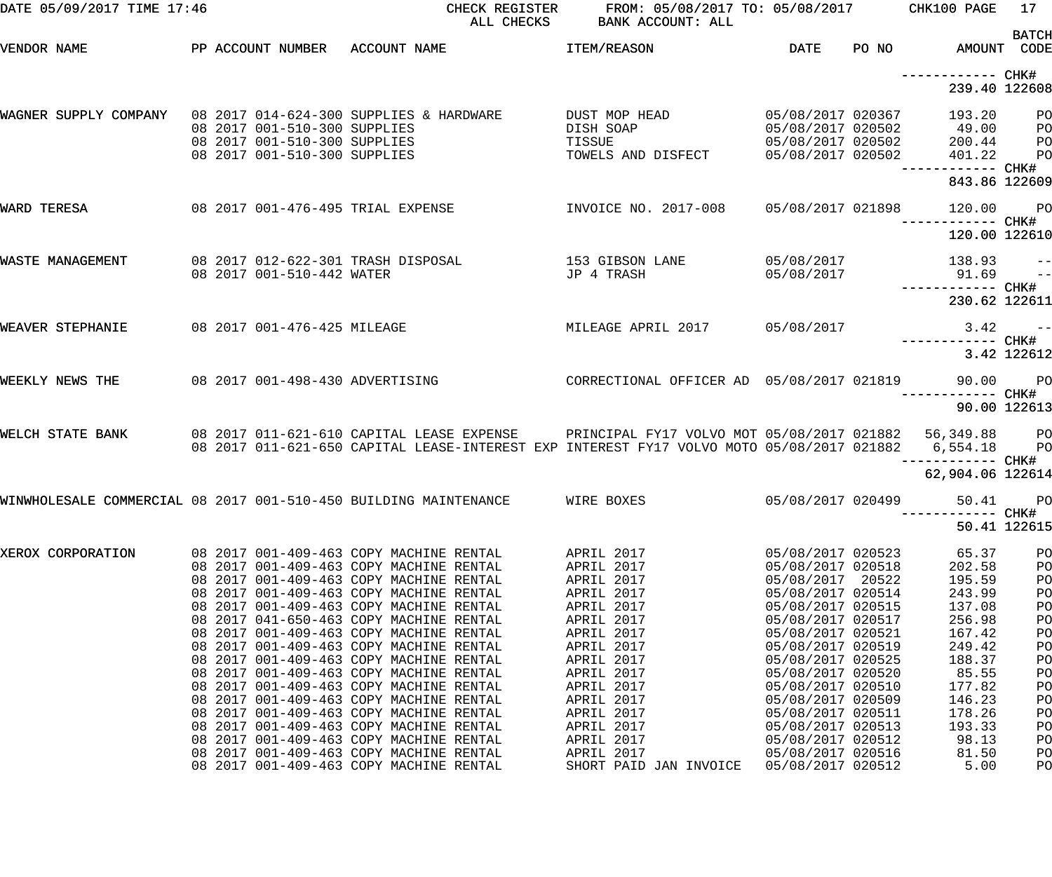DATE 05/09/2017 TIME 17:46 — CHECK REGISTER — ALL CHECKS — FROM: 05/08/2017 TO: 05/08/2017 — BANK ACCOUNT: ALL — CHK100 PAGE 17

| VENDOR NAME | PP | ACCOUNT NUMBER | ACCOUNT NAME | ITEM/REASON | DATE | PO NO | AMOUNT | BATCH CODE |
|---|---|---|---|---|---|---|---|---|
| | | | | | | | ------------ CHK# | |
| | | | | | | | 239.40 | 122608 |
| WAGNER SUPPLY COMPANY | 08 | 2017 014-624-300 | SUPPLIES & HARDWARE | DUST MOP HEAD | 05/08/2017 | 020367 | 193.20 | PO |
| | 08 | 2017 001-510-300 | SUPPLIES | DISH SOAP | 05/08/2017 | 020502 | 49.00 | PO |
| | 08 | 2017 001-510-300 | SUPPLIES | TISSUE | 05/08/2017 | 020502 | 200.44 | PO |
| | 08 | 2017 001-510-300 | SUPPLIES | TOWELS AND DISFECT | 05/08/2017 | 020502 | 401.22 | PO |
| | | | | | | | ------------ CHK# | |
| | | | | | | | 843.86 | 122609 |
| WARD TERESA | 08 | 2017 001-476-495 | TRIAL EXPENSE | INVOICE NO. 2017-008 | 05/08/2017 | 021898 | 120.00 | PO |
| | | | | | | | ------------ CHK# | |
| | | | | | | | 120.00 | 122610 |
| WASTE MANAGEMENT | 08 | 2017 012-622-301 | TRASH DISPOSAL | 153 GIBSON LANE | 05/08/2017 | | 138.93 | -- |
| | 08 | 2017 001-510-442 | WATER | JP 4 TRASH | 05/08/2017 | | 91.69 | -- |
| | | | | | | | ------------ CHK# | |
| | | | | | | | 230.62 | 122611 |
| WEAVER STEPHANIE | 08 | 2017 001-476-425 | MILEAGE | MILEAGE APRIL 2017 | 05/08/2017 | | 3.42 | -- |
| | | | | | | | ------------ CHK# | |
| | | | | | | | 3.42 | 122612 |
| WEEKLY NEWS THE | 08 | 2017 001-498-430 | ADVERTISING | CORRECTIONAL OFFICER AD | 05/08/2017 | 021819 | 90.00 | PO |
| | | | | | | | ------------ CHK# | |
| | | | | | | | 90.00 | 122613 |
| WELCH STATE BANK | 08 | 2017 011-621-610 | CAPITAL LEASE EXPENSE | PRINCIPAL FY17 VOLVO MOT | 05/08/2017 | 021882 | 56,349.88 | PO |
| | 08 | 2017 011-621-650 | CAPITAL LEASE-INTEREST EXP | INTEREST FY17 VOLVO MOTO | 05/08/2017 | 021882 | 6,554.18 | PO |
| | | | | | | | ------------ CHK# | |
| | | | | | | | 62,904.06 | 122614 |
| WINWHOLESALE COMMERCIAL | 08 | 2017 001-510-450 | BUILDING MAINTENANCE | WIRE BOXES | 05/08/2017 | 020499 | 50.41 | PO |
| | | | | | | | ------------ CHK# | |
| | | | | | | | 50.41 | 122615 |
| XEROX CORPORATION | 08 | 2017 001-409-463 | COPY MACHINE RENTAL | APRIL 2017 | 05/08/2017 | 020523 | 65.37 | PO |
| | 08 | 2017 001-409-463 | COPY MACHINE RENTAL | APRIL 2017 | 05/08/2017 | 020518 | 202.58 | PO |
| | 08 | 2017 001-409-463 | COPY MACHINE RENTAL | APRIL 2017 | 05/08/2017 | 20522 | 195.59 | PO |
| | 08 | 2017 001-409-463 | COPY MACHINE RENTAL | APRIL 2017 | 05/08/2017 | 020514 | 243.99 | PO |
| | 08 | 2017 001-409-463 | COPY MACHINE RENTAL | APRIL 2017 | 05/08/2017 | 020515 | 137.08 | PO |
| | 08 | 2017 041-650-463 | COPY MACHINE RENTAL | APRIL 2017 | 05/08/2017 | 020517 | 256.98 | PO |
| | 08 | 2017 001-409-463 | COPY MACHINE RENTAL | APRIL 2017 | 05/08/2017 | 020521 | 167.42 | PO |
| | 08 | 2017 001-409-463 | COPY MACHINE RENTAL | APRIL 2017 | 05/08/2017 | 020519 | 249.42 | PO |
| | 08 | 2017 001-409-463 | COPY MACHINE RENTAL | APRIL 2017 | 05/08/2017 | 020525 | 188.37 | PO |
| | 08 | 2017 001-409-463 | COPY MACHINE RENTAL | APRIL 2017 | 05/08/2017 | 020520 | 85.55 | PO |
| | 08 | 2017 001-409-463 | COPY MACHINE RENTAL | APRIL 2017 | 05/08/2017 | 020510 | 177.82 | PO |
| | 08 | 2017 001-409-463 | COPY MACHINE RENTAL | APRIL 2017 | 05/08/2017 | 020509 | 146.23 | PO |
| | 08 | 2017 001-409-463 | COPY MACHINE RENTAL | APRIL 2017 | 05/08/2017 | 020511 | 178.26 | PO |
| | 08 | 2017 001-409-463 | COPY MACHINE RENTAL | APRIL 2017 | 05/08/2017 | 020513 | 193.33 | PO |
| | 08 | 2017 001-409-463 | COPY MACHINE RENTAL | APRIL 2017 | 05/08/2017 | 020512 | 98.13 | PO |
| | 08 | 2017 001-409-463 | COPY MACHINE RENTAL | APRIL 2017 | 05/08/2017 | 020516 | 81.50 | PO |
| | 08 | 2017 001-409-463 | COPY MACHINE RENTAL | SHORT PAID JAN INVOICE | 05/08/2017 | 020512 | 5.00 | PO |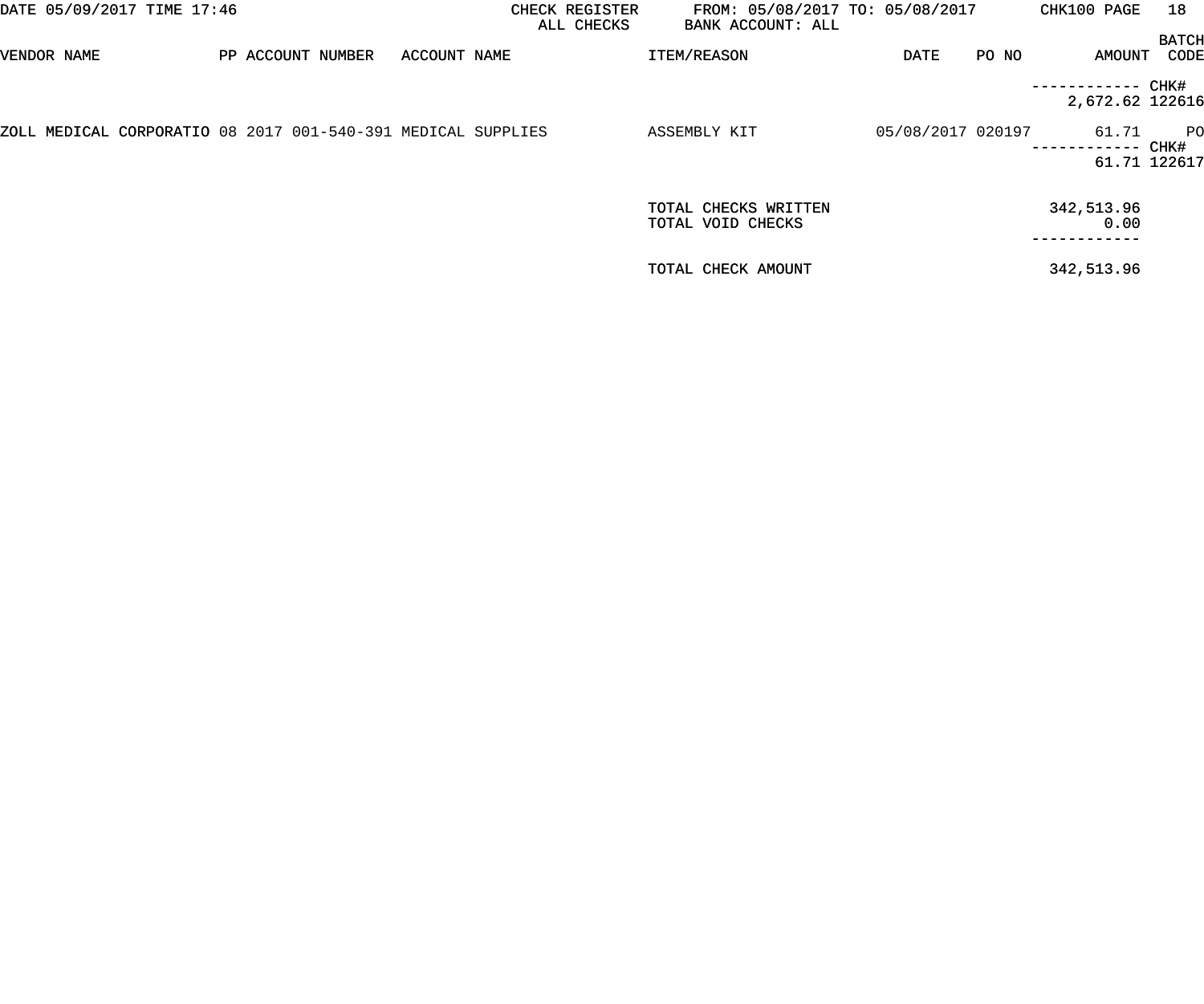DATE 05/09/2017 TIME 17:46

CHECK REGISTER — ALL CHECKS

FROM: 05/08/2017 TO: 05/08/2017 — BANK ACCOUNT: ALL

| VENDOR NAME | PP | ACCOUNT NUMBER | ACCOUNT NAME | ITEM/REASON | DATE | PO NO | AMOUNT | BATCH CODE |
|---|---|---|---|---|---|---|---|---|
| | | | | | | | ------------ | CHK# |
| | | | | | | | 2,672.62 | 122616 |
| ZOLL MEDICAL CORPORATIO | 08 2017 | 001-540-391 | MEDICAL SUPPLIES | ASSEMBLY KIT | 05/08/2017 | 020197 | 61.71 | PO |
| | | | | | | | ------------ | CHK# |
| | | | | | | | 61.71 | 122617 |
| | | | | TOTAL CHECKS WRITTEN | | | 342,513.96 | |
| | | | | TOTAL VOID CHECKS | | | 0.00 | |
| | | | | | | | ------------ | |
| | | | | TOTAL CHECK AMOUNT | | | 342,513.96 | |